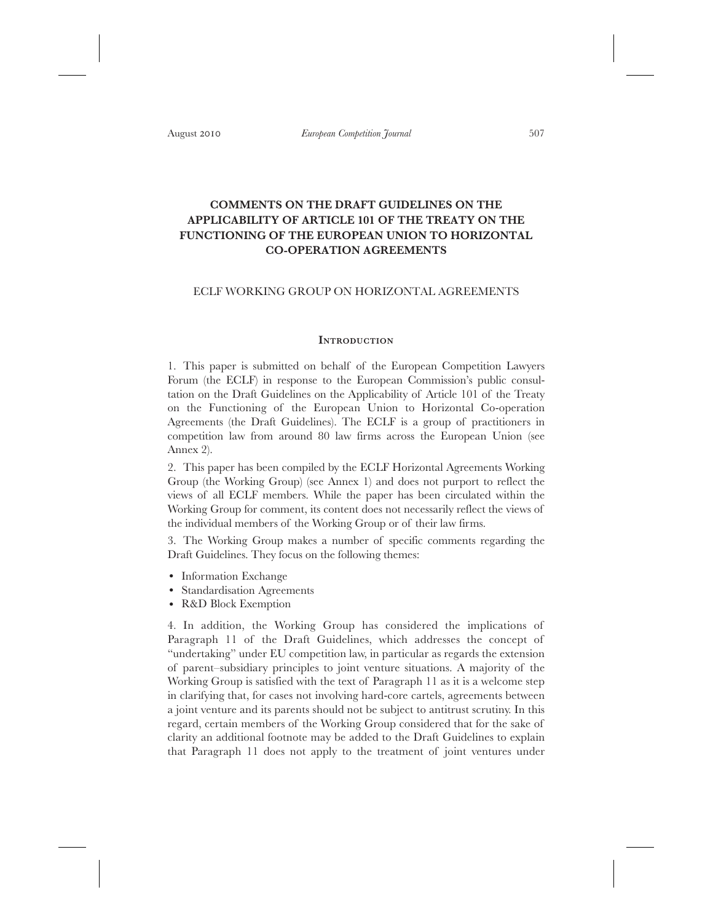# COMMENTS ON THE DRAFT GUIDELINES ON THE APPLICABILITY OF ARTICLE 101 OF THE TREATY ON THE FUNCTIONING OF THE EUROPEAN UNION TO HORIZONTAL CO-OPERATION AGREEMENTS

ECLF WORKING GROUP ON HORIZONTAL AGREEMENTS

## Introduction

1. This paper is submitted on behalf of the European Competition Lawyers Forum (the ECLF) in response to the European Commission's public consultation on the Draft Guidelines on the Applicability of Article 101 of the Treaty on the Functioning of the European Union to Horizontal Co-operation Agreements (the Draft Guidelines). The ECLF is a group of practitioners in competition law from around 80 law firms across the European Union (see Annex 2).

2. This paper has been compiled by the ECLF Horizontal Agreements Working Group (the Working Group) (see Annex 1) and does not purport to reflect the views of all ECLF members. While the paper has been circulated within the Working Group for comment, its content does not necessarily reflect the views of the individual members of the Working Group or of their law firms.

3. The Working Group makes a number of specific comments regarding the Draft Guidelines. They focus on the following themes:

- Information Exchange
- Standardisation Agreements
- R&D Block Exemption

4. In addition, the Working Group has considered the implications of Paragraph 11 of the Draft Guidelines, which addresses the concept of "undertaking" under EU competition law, in particular as regards the extension of parent–subsidiary principles to joint venture situations. A majority of the Working Group is satisfied with the text of Paragraph 11 as it is a welcome step in clarifying that, for cases not involving hard-core cartels, agreements between a joint venture and its parents should not be subject to antitrust scrutiny. In this regard, certain members of the Working Group considered that for the sake of clarity an additional footnote may be added to the Draft Guidelines to explain that Paragraph 11 does not apply to the treatment of joint ventures under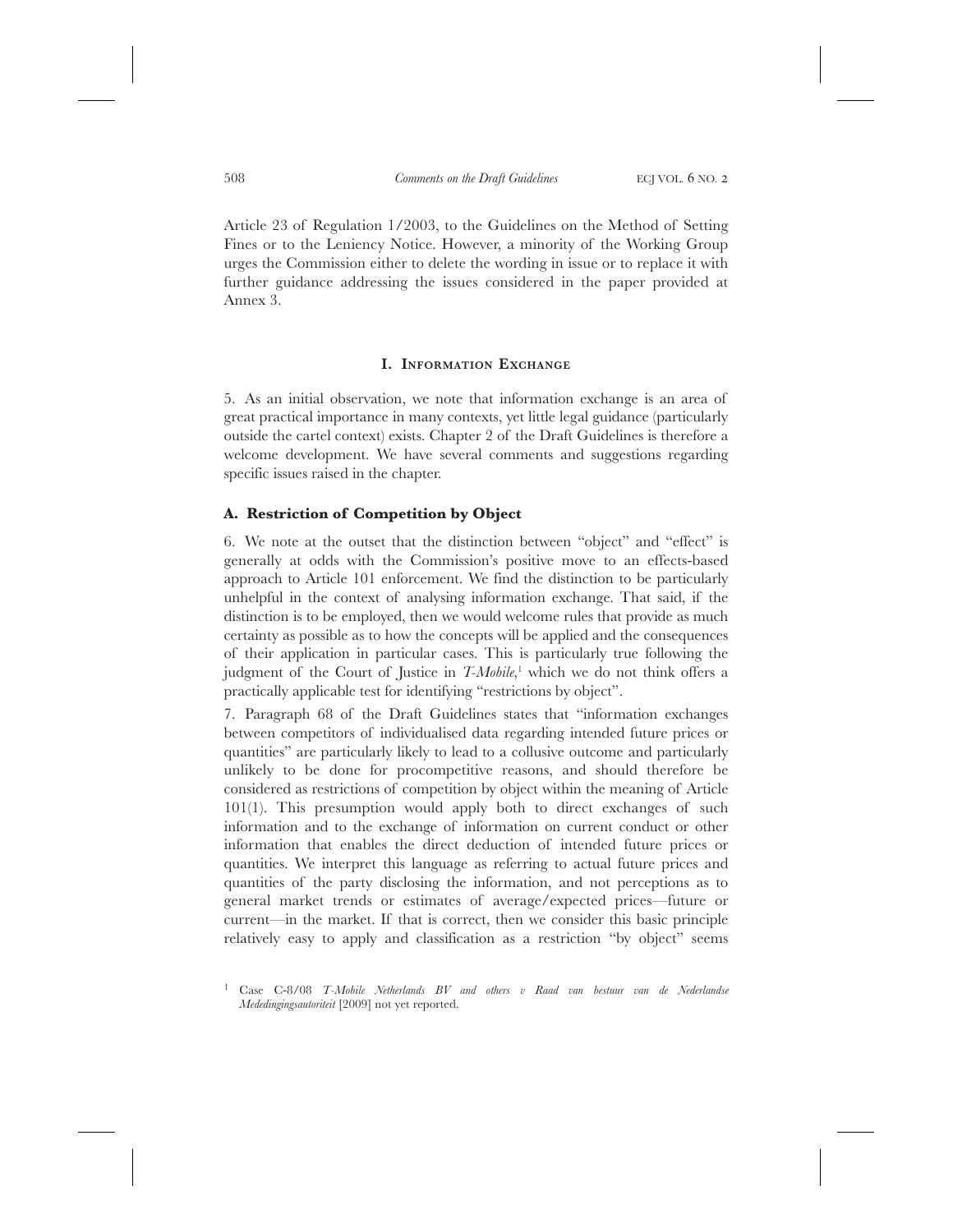Article 23 of Regulation 1/2003, to the Guidelines on the Method of Setting Fines or to the Leniency Notice. However, a minority of the Working Group urges the Commission either to delete the wording in issue or to replace it with further guidance addressing the issues considered in the paper provided at Annex 3.

## I. Information Exchange

5. As an initial observation, we note that information exchange is an area of great practical importance in many contexts, yet little legal guidance (particularly outside the cartel context) exists. Chapter 2 of the Draft Guidelines is therefore a welcome development. We have several comments and suggestions regarding specific issues raised in the chapter.

### A. Restriction of Competition by Object

6. We note at the outset that the distinction between "object" and "effect" is generally at odds with the Commission's positive move to an effects-based approach to Article 101 enforcement. We find the distinction to be particularly unhelpful in the context of analysing information exchange. That said, if the distinction is to be employed, then we would welcome rules that provide as much certainty as possible as to how the concepts will be applied and the consequences of their application in particular cases. This is particularly true following the judgment of the Court of Justice in *T-Mobile*,[1] which we do not think offers a practically applicable test for identifying "restrictions by object".

7. Paragraph 68 of the Draft Guidelines states that "information exchanges between competitors of individualised data regarding intended future prices or quantities" are particularly likely to lead to a collusive outcome and particularly unlikely to be done for procompetitive reasons, and should therefore be considered as restrictions of competition by object within the meaning of Article 101(1). This presumption would apply both to direct exchanges of such information and to the exchange of information on current conduct or other information that enables the direct deduction of intended future prices or quantities. We interpret this language as referring to actual future prices and quantities of the party disclosing the information, and not perceptions as to general market trends or estimates of average/expected prices—future or current—in the market. If that is correct, then we consider this basic principle relatively easy to apply and classification as a restriction "by object" seems

[1] Case C-8/08 *T-Mobile Netherlands BV and others v Raad van bestuur van de Nederlandse Mededingingsautoriteit* [2009] not yet reported.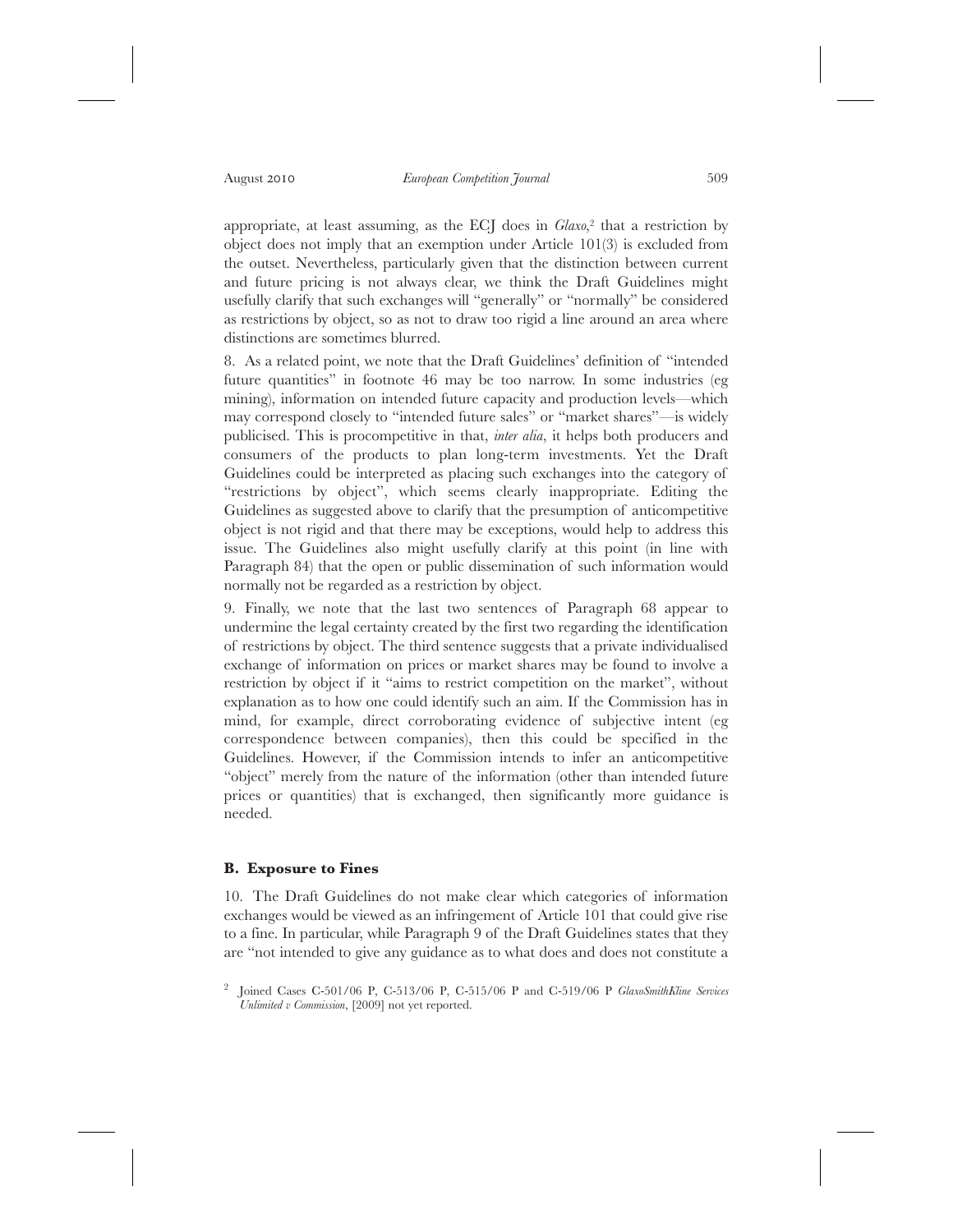appropriate, at least assuming, as the ECJ does in *Glaxo*,[2] that a restriction by object does not imply that an exemption under Article 101(3) is excluded from the outset. Nevertheless, particularly given that the distinction between current and future pricing is not always clear, we think the Draft Guidelines might usefully clarify that such exchanges will "generally" or "normally" be considered as restrictions by object, so as not to draw too rigid a line around an area where distinctions are sometimes blurred.

8. As a related point, we note that the Draft Guidelines' definition of "intended future quantities" in footnote 46 may be too narrow. In some industries (eg mining), information on intended future capacity and production levels—which may correspond closely to "intended future sales" or "market shares"—is widely publicised. This is procompetitive in that, *inter alia*, it helps both producers and consumers of the products to plan long-term investments. Yet the Draft Guidelines could be interpreted as placing such exchanges into the category of "restrictions by object", which seems clearly inappropriate. Editing the Guidelines as suggested above to clarify that the presumption of anticompetitive object is not rigid and that there may be exceptions, would help to address this issue. The Guidelines also might usefully clarify at this point (in line with Paragraph 84) that the open or public dissemination of such information would normally not be regarded as a restriction by object.

9. Finally, we note that the last two sentences of Paragraph 68 appear to undermine the legal certainty created by the first two regarding the identification of restrictions by object. The third sentence suggests that a private individualised exchange of information on prices or market shares may be found to involve a restriction by object if it "aims to restrict competition on the market", without explanation as to how one could identify such an aim. If the Commission has in mind, for example, direct corroborating evidence of subjective intent (eg correspondence between companies), then this could be specified in the Guidelines. However, if the Commission intends to infer an anticompetitive "object" merely from the nature of the information (other than intended future prices or quantities) that is exchanged, then significantly more guidance is needed.

### B. Exposure to Fines

10. The Draft Guidelines do not make clear which categories of information exchanges would be viewed as an infringement of Article 101 that could give rise to a fine. In particular, while Paragraph 9 of the Draft Guidelines states that they are "not intended to give any guidance as to what does and does not constitute a

[2] Joined Cases C-501/06 P, C-513/06 P, C-515/06 P and C-519/06 P *GlaxoSmithKline Services Unlimited v Commission*, [2009] not yet reported.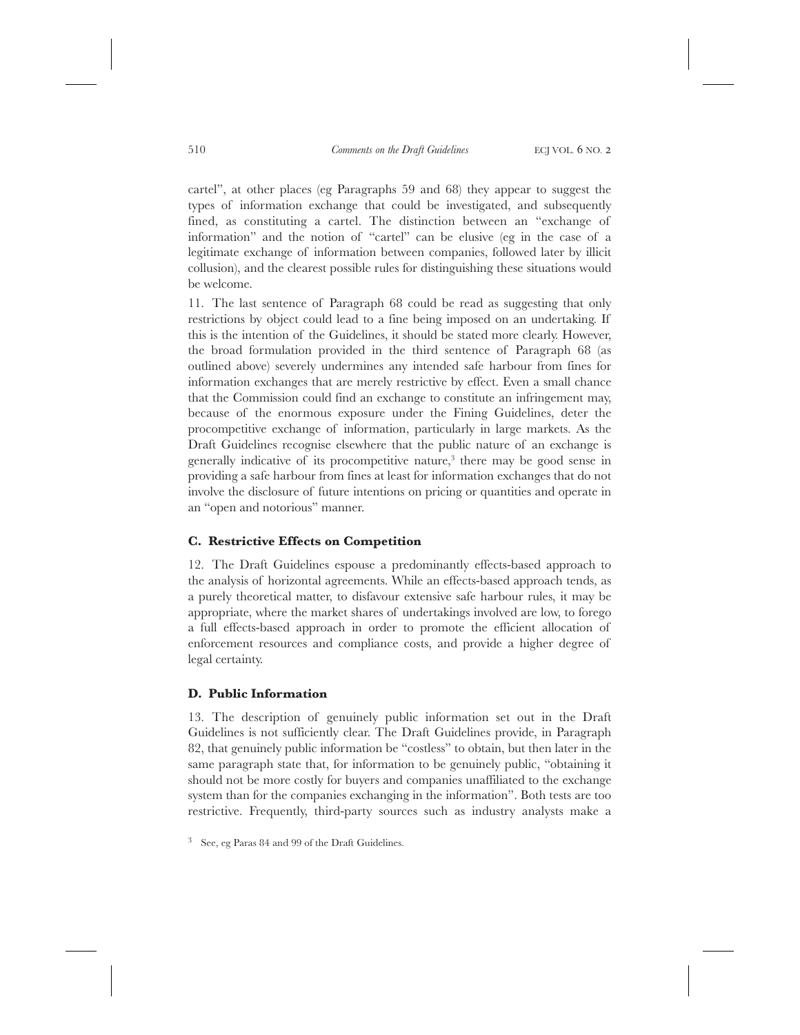cartel", at other places (eg Paragraphs 59 and 68) they appear to suggest the types of information exchange that could be investigated, and subsequently fined, as constituting a cartel. The distinction between an "exchange of information" and the notion of "cartel" can be elusive (eg in the case of a legitimate exchange of information between companies, followed later by illicit collusion), and the clearest possible rules for distinguishing these situations would be welcome.

11. The last sentence of Paragraph 68 could be read as suggesting that only restrictions by object could lead to a fine being imposed on an undertaking. If this is the intention of the Guidelines, it should be stated more clearly. However, the broad formulation provided in the third sentence of Paragraph 68 (as outlined above) severely undermines any intended safe harbour from fines for information exchanges that are merely restrictive by effect. Even a small chance that the Commission could find an exchange to constitute an infringement may, because of the enormous exposure under the Fining Guidelines, deter the procompetitive exchange of information, particularly in large markets. As the Draft Guidelines recognise elsewhere that the public nature of an exchange is generally indicative of its procompetitive nature,[3] there may be good sense in providing a safe harbour from fines at least for information exchanges that do not involve the disclosure of future intentions on pricing or quantities and operate in an "open and notorious" manner.

### C. Restrictive Effects on Competition

12. The Draft Guidelines espouse a predominantly effects-based approach to the analysis of horizontal agreements. While an effects-based approach tends, as a purely theoretical matter, to disfavour extensive safe harbour rules, it may be appropriate, where the market shares of undertakings involved are low, to forego a full effects-based approach in order to promote the efficient allocation of enforcement resources and compliance costs, and provide a higher degree of legal certainty.

### D. Public Information

13. The description of genuinely public information set out in the Draft Guidelines is not sufficiently clear. The Draft Guidelines provide, in Paragraph 82, that genuinely public information be "costless" to obtain, but then later in the same paragraph state that, for information to be genuinely public, "obtaining it should not be more costly for buyers and companies unaffiliated to the exchange system than for the companies exchanging in the information". Both tests are too restrictive. Frequently, third-party sources such as industry analysts make a

[3] See, eg Paras 84 and 99 of the Draft Guidelines.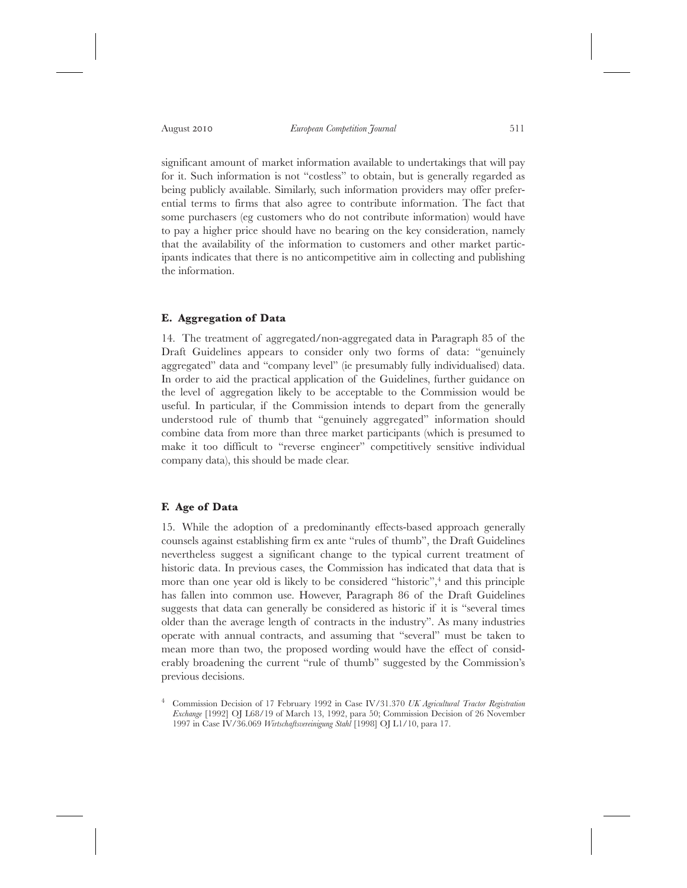significant amount of market information available to undertakings that will pay for it. Such information is not "costless" to obtain, but is generally regarded as being publicly available. Similarly, such information providers may offer preferential terms to firms that also agree to contribute information. The fact that some purchasers (eg customers who do not contribute information) would have to pay a higher price should have no bearing on the key consideration, namely that the availability of the information to customers and other market participants indicates that there is no anticompetitive aim in collecting and publishing the information.

### E. Aggregation of Data

14. The treatment of aggregated/non-aggregated data in Paragraph 85 of the Draft Guidelines appears to consider only two forms of data: "genuinely aggregated" data and "company level" (ie presumably fully individualised) data. In order to aid the practical application of the Guidelines, further guidance on the level of aggregation likely to be acceptable to the Commission would be useful. In particular, if the Commission intends to depart from the generally understood rule of thumb that "genuinely aggregated" information should combine data from more than three market participants (which is presumed to make it too difficult to "reverse engineer" competitively sensitive individual company data), this should be made clear.

### F. Age of Data

15. While the adoption of a predominantly effects-based approach generally counsels against establishing firm ex ante "rules of thumb", the Draft Guidelines nevertheless suggest a significant change to the typical current treatment of historic data. In previous cases, the Commission has indicated that data that is more than one year old is likely to be considered "historic",[4] and this principle has fallen into common use. However, Paragraph 86 of the Draft Guidelines suggests that data can generally be considered as historic if it is "several times older than the average length of contracts in the industry". As many industries operate with annual contracts, and assuming that "several" must be taken to mean more than two, the proposed wording would have the effect of considerably broadening the current "rule of thumb" suggested by the Commission's previous decisions.

[4] Commission Decision of 17 February 1992 in Case IV/31.370 *UK Agricultural Tractor Registration Exchange* [1992] OJ L68/19 of March 13, 1992, para 50; Commission Decision of 26 November 1997 in Case IV/36.069 *Wirtschaftsvereinigung Stahl* [1998] OJ L1/10, para 17.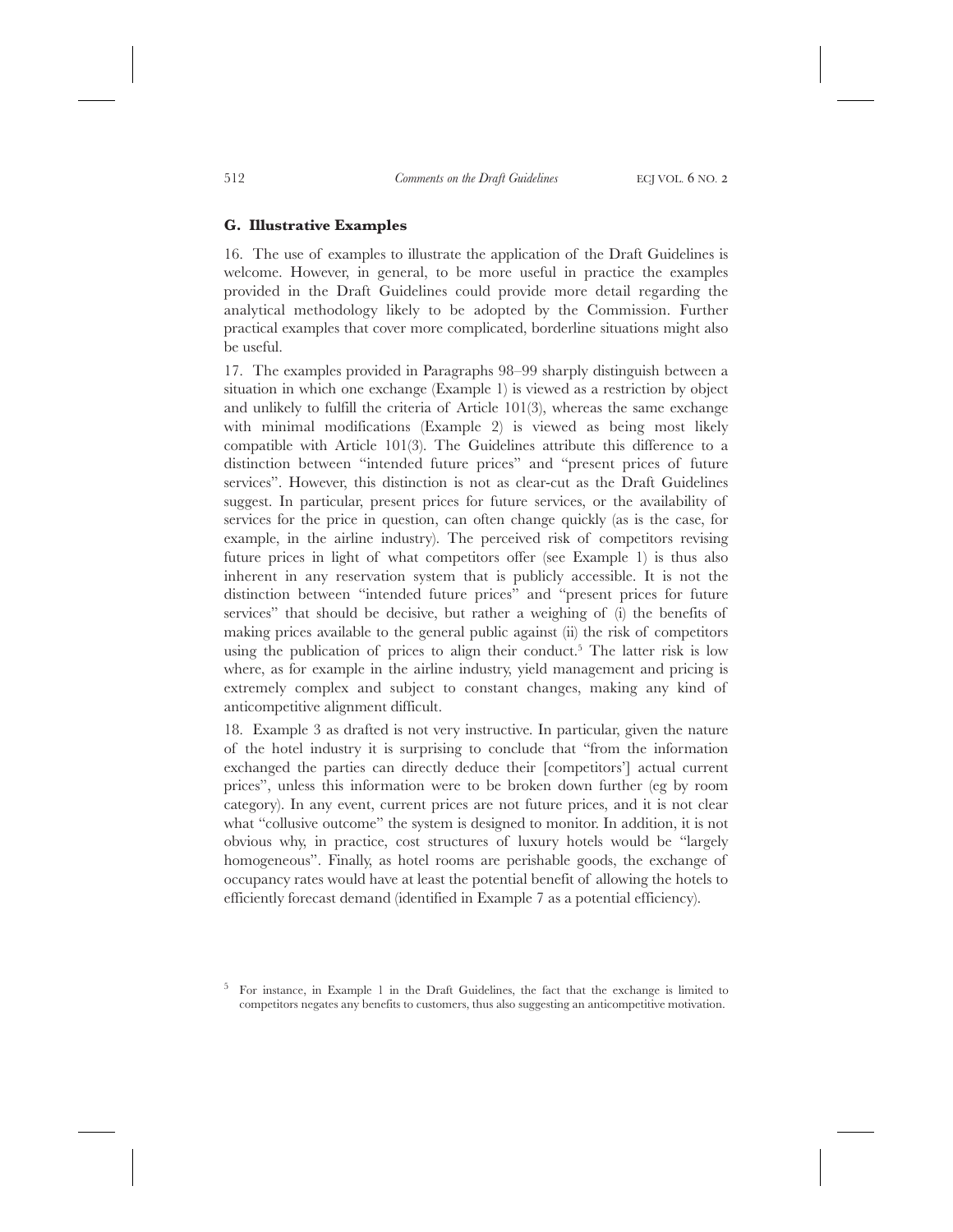## G. Illustrative Examples

16. The use of examples to illustrate the application of the Draft Guidelines is welcome. However, in general, to be more useful in practice the examples provided in the Draft Guidelines could provide more detail regarding the analytical methodology likely to be adopted by the Commission. Further practical examples that cover more complicated, borderline situations might also be useful.

17. The examples provided in Paragraphs 98–99 sharply distinguish between a situation in which one exchange (Example 1) is viewed as a restriction by object and unlikely to fulfill the criteria of Article 101(3), whereas the same exchange with minimal modifications (Example 2) is viewed as being most likely compatible with Article 101(3). The Guidelines attribute this difference to a distinction between "intended future prices" and "present prices of future services". However, this distinction is not as clear-cut as the Draft Guidelines suggest. In particular, present prices for future services, or the availability of services for the price in question, can often change quickly (as is the case, for example, in the airline industry). The perceived risk of competitors revising future prices in light of what competitors offer (see Example 1) is thus also inherent in any reservation system that is publicly accessible. It is not the distinction between "intended future prices" and "present prices for future services" that should be decisive, but rather a weighing of (i) the benefits of making prices available to the general public against (ii) the risk of competitors using the publication of prices to align their conduct.[5] The latter risk is low where, as for example in the airline industry, yield management and pricing is extremely complex and subject to constant changes, making any kind of anticompetitive alignment difficult.

18. Example 3 as drafted is not very instructive. In particular, given the nature of the hotel industry it is surprising to conclude that "from the information exchanged the parties can directly deduce their [competitors'] actual current prices", unless this information were to be broken down further (eg by room category). In any event, current prices are not future prices, and it is not clear what "collusive outcome" the system is designed to monitor. In addition, it is not obvious why, in practice, cost structures of luxury hotels would be "largely homogeneous". Finally, as hotel rooms are perishable goods, the exchange of occupancy rates would have at least the potential benefit of allowing the hotels to efficiently forecast demand (identified in Example 7 as a potential efficiency).

[5] For instance, in Example 1 in the Draft Guidelines, the fact that the exchange is limited to competitors negates any benefits to customers, thus also suggesting an anticompetitive motivation.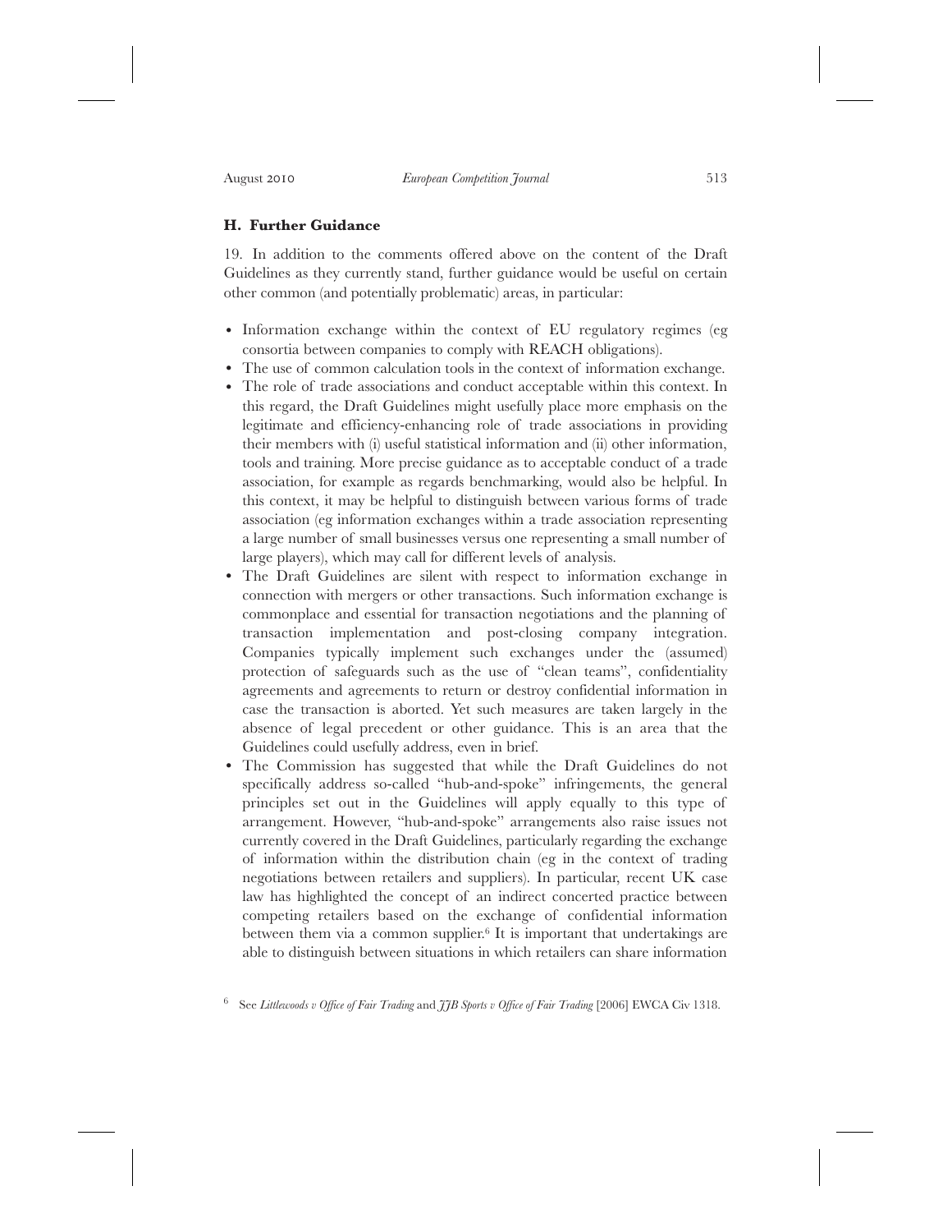### H. Further Guidance

19. In addition to the comments offered above on the content of the Draft Guidelines as they currently stand, further guidance would be useful on certain other common (and potentially problematic) areas, in particular:

- Information exchange within the context of EU regulatory regimes (eg consortia between companies to comply with REACH obligations).
- The use of common calculation tools in the context of information exchange.
- The role of trade associations and conduct acceptable within this context. In this regard, the Draft Guidelines might usefully place more emphasis on the legitimate and efficiency-enhancing role of trade associations in providing their members with (i) useful statistical information and (ii) other information, tools and training. More precise guidance as to acceptable conduct of a trade association, for example as regards benchmarking, would also be helpful. In this context, it may be helpful to distinguish between various forms of trade association (eg information exchanges within a trade association representing a large number of small businesses versus one representing a small number of large players), which may call for different levels of analysis.
- The Draft Guidelines are silent with respect to information exchange in connection with mergers or other transactions. Such information exchange is commonplace and essential for transaction negotiations and the planning of transaction implementation and post-closing company integration. Companies typically implement such exchanges under the (assumed) protection of safeguards such as the use of "clean teams", confidentiality agreements and agreements to return or destroy confidential information in case the transaction is aborted. Yet such measures are taken largely in the absence of legal precedent or other guidance. This is an area that the Guidelines could usefully address, even in brief.
- The Commission has suggested that while the Draft Guidelines do not specifically address so-called "hub-and-spoke" infringements, the general principles set out in the Guidelines will apply equally to this type of arrangement. However, "hub-and-spoke" arrangements also raise issues not currently covered in the Draft Guidelines, particularly regarding the exchange of information within the distribution chain (eg in the context of trading negotiations between retailers and suppliers). In particular, recent UK case law has highlighted the concept of an indirect concerted practice between competing retailers based on the exchange of confidential information between them via a common supplier.[6] It is important that undertakings are able to distinguish between situations in which retailers can share information

[6] See *Littlewoods v Office of Fair Trading* and *JJB Sports v Office of Fair Trading* [2006] EWCA Civ 1318.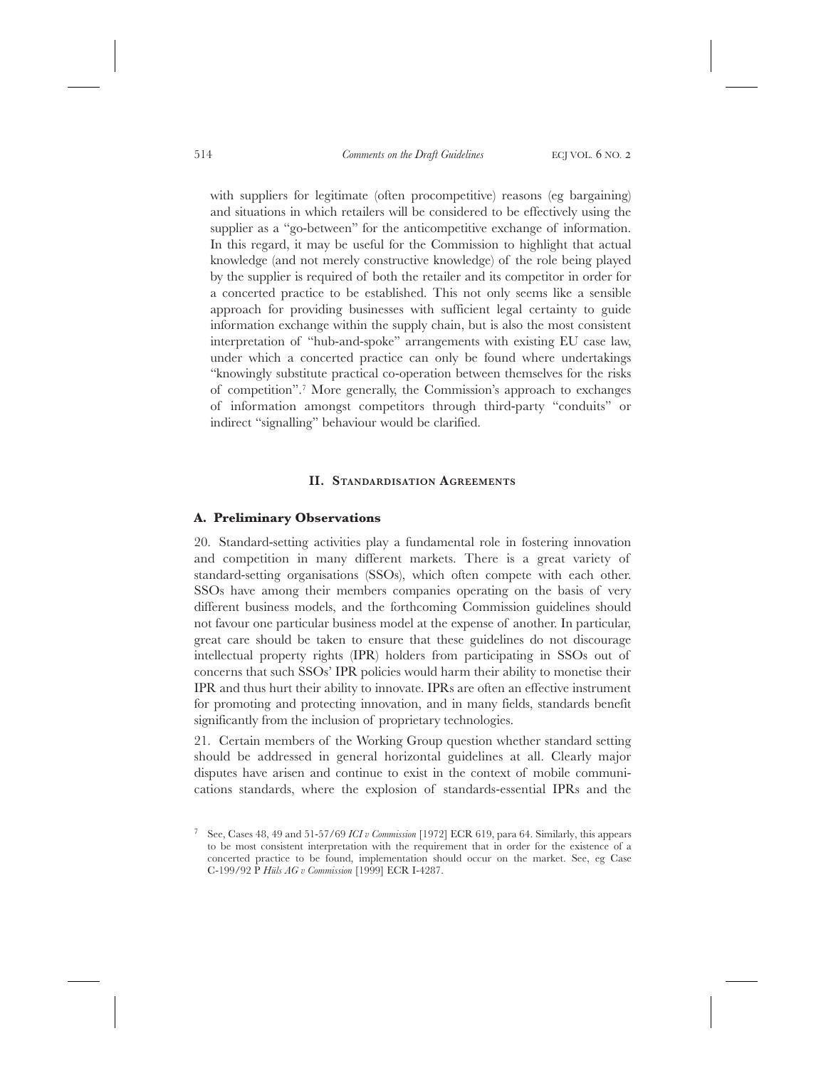with suppliers for legitimate (often procompetitive) reasons (eg bargaining) and situations in which retailers will be considered to be effectively using the supplier as a "go-between" for the anticompetitive exchange of information. In this regard, it may be useful for the Commission to highlight that actual knowledge (and not merely constructive knowledge) of the role being played by the supplier is required of both the retailer and its competitor in order for a concerted practice to be established. This not only seems like a sensible approach for providing businesses with sufficient legal certainty to guide information exchange within the supply chain, but is also the most consistent interpretation of "hub-and-spoke" arrangements with existing EU case law, under which a concerted practice can only be found where undertakings "knowingly substitute practical co-operation between themselves for the risks of competition".[7] More generally, the Commission's approach to exchanges of information amongst competitors through third-party "conduits" or indirect "signalling" behaviour would be clarified.

## II. Standardisation Agreements

### A. Preliminary Observations

20. Standard-setting activities play a fundamental role in fostering innovation and competition in many different markets. There is a great variety of standard-setting organisations (SSOs), which often compete with each other. SSOs have among their members companies operating on the basis of very different business models, and the forthcoming Commission guidelines should not favour one particular business model at the expense of another. In particular, great care should be taken to ensure that these guidelines do not discourage intellectual property rights (IPR) holders from participating in SSOs out of concerns that such SSOs' IPR policies would harm their ability to monetise their IPR and thus hurt their ability to innovate. IPRs are often an effective instrument for promoting and protecting innovation, and in many fields, standards benefit significantly from the inclusion of proprietary technologies.

21. Certain members of the Working Group question whether standard setting should be addressed in general horizontal guidelines at all. Clearly major disputes have arisen and continue to exist in the context of mobile communications standards, where the explosion of standards-essential IPRs and the

[7] See, Cases 48, 49 and 51-57/69 *ICI v Commission* [1972] ECR 619, para 64. Similarly, this appears to be most consistent interpretation with the requirement that in order for the existence of a concerted practice to be found, implementation should occur on the market. See, eg Case C-199/92 P *Hüls AG v Commission* [1999] ECR I-4287.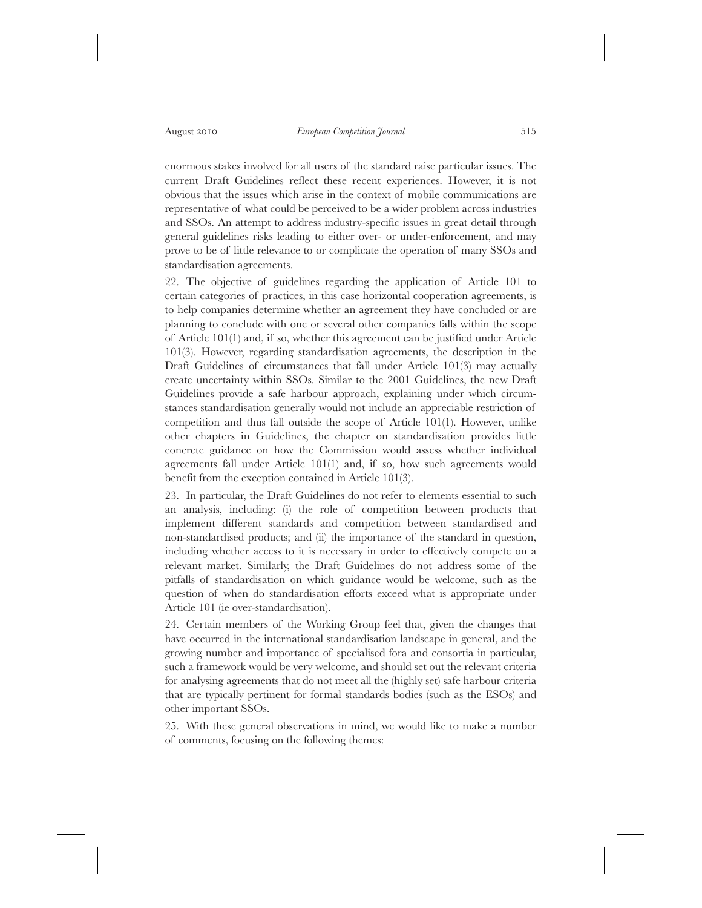enormous stakes involved for all users of the standard raise particular issues. The current Draft Guidelines reflect these recent experiences. However, it is not obvious that the issues which arise in the context of mobile communications are representative of what could be perceived to be a wider problem across industries and SSOs. An attempt to address industry-specific issues in great detail through general guidelines risks leading to either over- or under-enforcement, and may prove to be of little relevance to or complicate the operation of many SSOs and standardisation agreements.

22. The objective of guidelines regarding the application of Article 101 to certain categories of practices, in this case horizontal cooperation agreements, is to help companies determine whether an agreement they have concluded or are planning to conclude with one or several other companies falls within the scope of Article 101(1) and, if so, whether this agreement can be justified under Article 101(3). However, regarding standardisation agreements, the description in the Draft Guidelines of circumstances that fall under Article 101(3) may actually create uncertainty within SSOs. Similar to the 2001 Guidelines, the new Draft Guidelines provide a safe harbour approach, explaining under which circumstances standardisation generally would not include an appreciable restriction of competition and thus fall outside the scope of Article 101(1). However, unlike other chapters in Guidelines, the chapter on standardisation provides little concrete guidance on how the Commission would assess whether individual agreements fall under Article 101(1) and, if so, how such agreements would benefit from the exception contained in Article 101(3).

23. In particular, the Draft Guidelines do not refer to elements essential to such an analysis, including: (i) the role of competition between products that implement different standards and competition between standardised and non-standardised products; and (ii) the importance of the standard in question, including whether access to it is necessary in order to effectively compete on a relevant market. Similarly, the Draft Guidelines do not address some of the pitfalls of standardisation on which guidance would be welcome, such as the question of when do standardisation efforts exceed what is appropriate under Article 101 (ie over-standardisation).

24. Certain members of the Working Group feel that, given the changes that have occurred in the international standardisation landscape in general, and the growing number and importance of specialised fora and consortia in particular, such a framework would be very welcome, and should set out the relevant criteria for analysing agreements that do not meet all the (highly set) safe harbour criteria that are typically pertinent for formal standards bodies (such as the ESOs) and other important SSOs.

25. With these general observations in mind, we would like to make a number of comments, focusing on the following themes: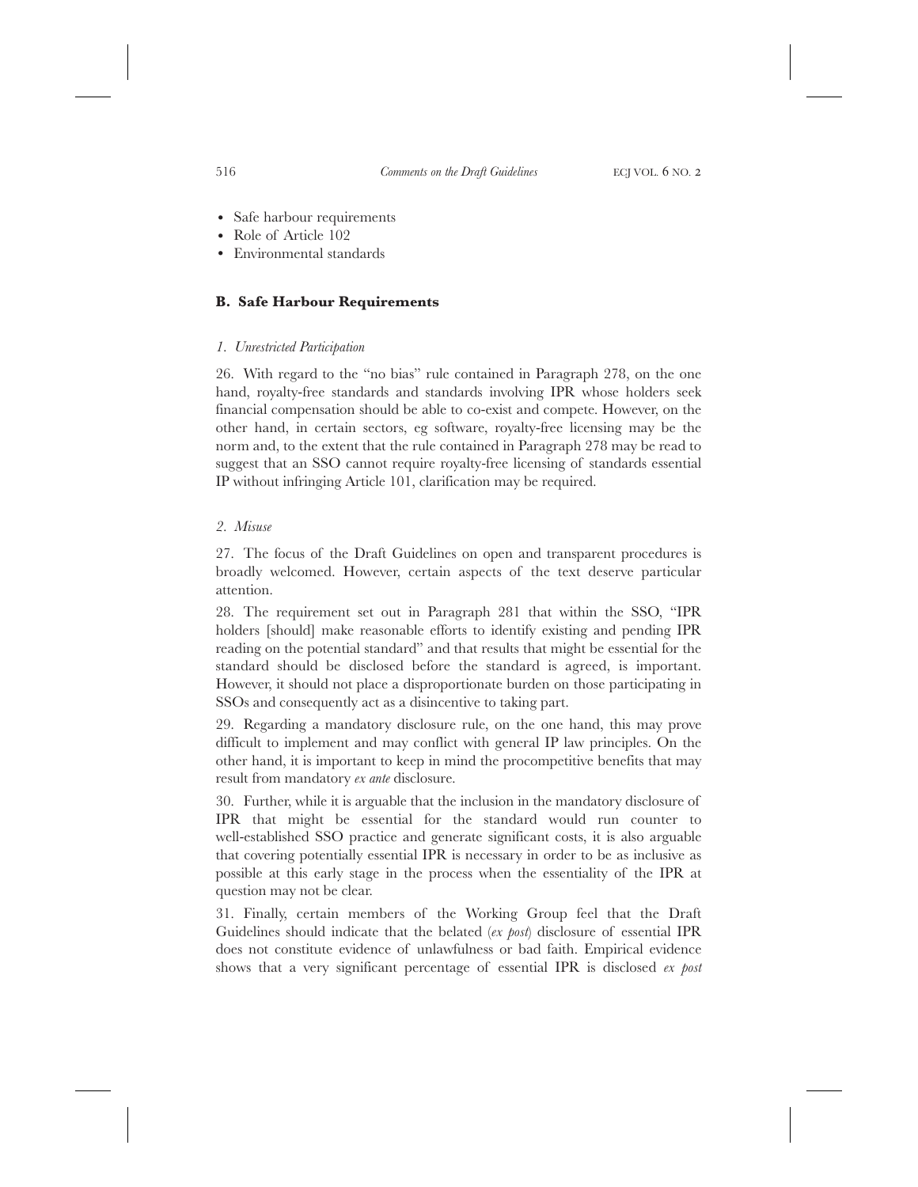- Safe harbour requirements
- Role of Article 102
- Environmental standards

### B. Safe Harbour Requirements

#### *1. Unrestricted Participation*

26. With regard to the "no bias" rule contained in Paragraph 278, on the one hand, royalty-free standards and standards involving IPR whose holders seek financial compensation should be able to co-exist and compete. However, on the other hand, in certain sectors, eg software, royalty-free licensing may be the norm and, to the extent that the rule contained in Paragraph 278 may be read to suggest that an SSO cannot require royalty-free licensing of standards essential IP without infringing Article 101, clarification may be required.

#### *2. Misuse*

27. The focus of the Draft Guidelines on open and transparent procedures is broadly welcomed. However, certain aspects of the text deserve particular attention.

28. The requirement set out in Paragraph 281 that within the SSO, "IPR holders [should] make reasonable efforts to identify existing and pending IPR reading on the potential standard" and that results that might be essential for the standard should be disclosed before the standard is agreed, is important. However, it should not place a disproportionate burden on those participating in SSOs and consequently act as a disincentive to taking part.

29. Regarding a mandatory disclosure rule, on the one hand, this may prove difficult to implement and may conflict with general IP law principles. On the other hand, it is important to keep in mind the procompetitive benefits that may result from mandatory *ex ante* disclosure.

30. Further, while it is arguable that the inclusion in the mandatory disclosure of IPR that might be essential for the standard would run counter to well-established SSO practice and generate significant costs, it is also arguable that covering potentially essential IPR is necessary in order to be as inclusive as possible at this early stage in the process when the essentiality of the IPR at question may not be clear.

31. Finally, certain members of the Working Group feel that the Draft Guidelines should indicate that the belated (*ex post*) disclosure of essential IPR does not constitute evidence of unlawfulness or bad faith. Empirical evidence shows that a very significant percentage of essential IPR is disclosed *ex post*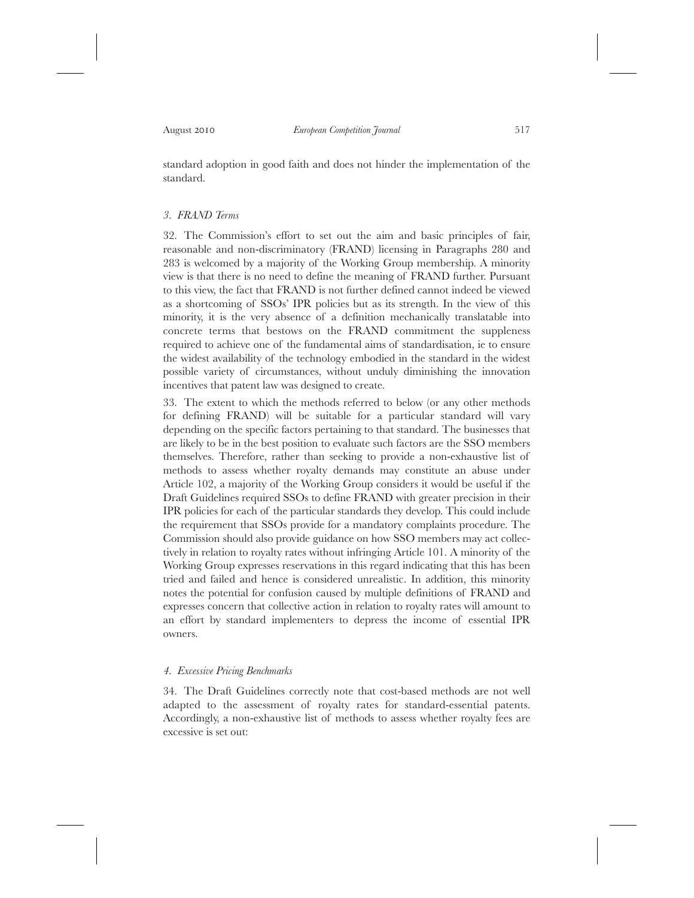standard adoption in good faith and does not hinder the implementation of the standard.

### *3. FRAND Terms*

32. The Commission's effort to set out the aim and basic principles of fair, reasonable and non-discriminatory (FRAND) licensing in Paragraphs 280 and 283 is welcomed by a majority of the Working Group membership. A minority view is that there is no need to define the meaning of FRAND further. Pursuant to this view, the fact that FRAND is not further defined cannot indeed be viewed as a shortcoming of SSOs' IPR policies but as its strength. In the view of this minority, it is the very absence of a definition mechanically translatable into concrete terms that bestows on the FRAND commitment the suppleness required to achieve one of the fundamental aims of standardisation, ie to ensure the widest availability of the technology embodied in the standard in the widest possible variety of circumstances, without unduly diminishing the innovation incentives that patent law was designed to create.

33. The extent to which the methods referred to below (or any other methods for defining FRAND) will be suitable for a particular standard will vary depending on the specific factors pertaining to that standard. The businesses that are likely to be in the best position to evaluate such factors are the SSO members themselves. Therefore, rather than seeking to provide a non-exhaustive list of methods to assess whether royalty demands may constitute an abuse under Article 102, a majority of the Working Group considers it would be useful if the Draft Guidelines required SSOs to define FRAND with greater precision in their IPR policies for each of the particular standards they develop. This could include the requirement that SSOs provide for a mandatory complaints procedure. The Commission should also provide guidance on how SSO members may act collectively in relation to royalty rates without infringing Article 101. A minority of the Working Group expresses reservations in this regard indicating that this has been tried and failed and hence is considered unrealistic. In addition, this minority notes the potential for confusion caused by multiple definitions of FRAND and expresses concern that collective action in relation to royalty rates will amount to an effort by standard implementers to depress the income of essential IPR owners.

### *4. Excessive Pricing Benchmarks*

34. The Draft Guidelines correctly note that cost-based methods are not well adapted to the assessment of royalty rates for standard-essential patents. Accordingly, a non-exhaustive list of methods to assess whether royalty fees are excessive is set out: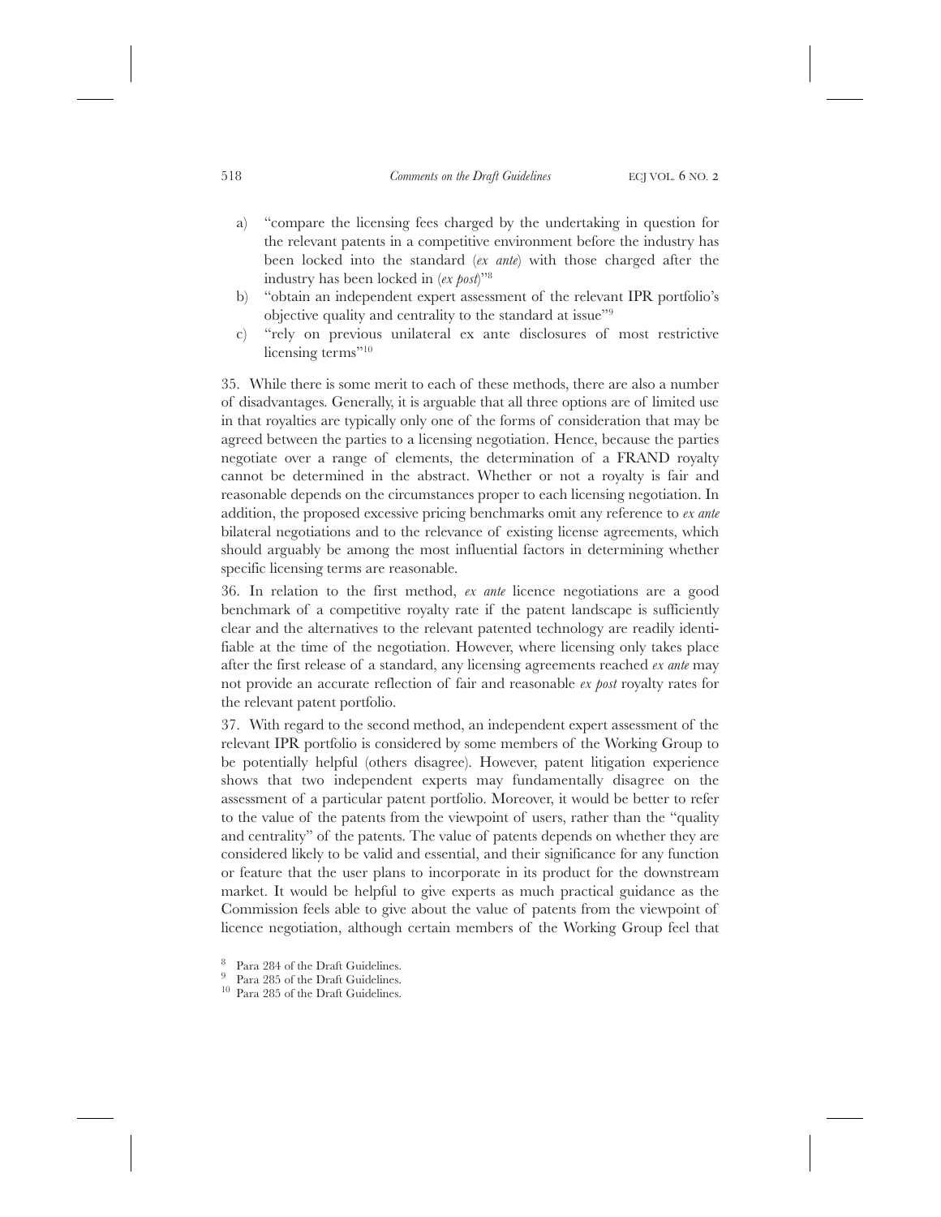a) "compare the licensing fees charged by the undertaking in question for the relevant patents in a competitive environment before the industry has been locked into the standard (*ex ante*) with those charged after the industry has been locked in (*ex post*)"[8]
b) "obtain an independent expert assessment of the relevant IPR portfolio's objective quality and centrality to the standard at issue"[9]
c) "rely on previous unilateral ex ante disclosures of most restrictive licensing terms"[10]

35. While there is some merit to each of these methods, there are also a number of disadvantages. Generally, it is arguable that all three options are of limited use in that royalties are typically only one of the forms of consideration that may be agreed between the parties to a licensing negotiation. Hence, because the parties negotiate over a range of elements, the determination of a FRAND royalty cannot be determined in the abstract. Whether or not a royalty is fair and reasonable depends on the circumstances proper to each licensing negotiation. In addition, the proposed excessive pricing benchmarks omit any reference to *ex ante* bilateral negotiations and to the relevance of existing license agreements, which should arguably be among the most influential factors in determining whether specific licensing terms are reasonable.

36. In relation to the first method, *ex ante* licence negotiations are a good benchmark of a competitive royalty rate if the patent landscape is sufficiently clear and the alternatives to the relevant patented technology are readily identifiable at the time of the negotiation. However, where licensing only takes place after the first release of a standard, any licensing agreements reached *ex ante* may not provide an accurate reflection of fair and reasonable *ex post* royalty rates for the relevant patent portfolio.

37. With regard to the second method, an independent expert assessment of the relevant IPR portfolio is considered by some members of the Working Group to be potentially helpful (others disagree). However, patent litigation experience shows that two independent experts may fundamentally disagree on the assessment of a particular patent portfolio. Moreover, it would be better to refer to the value of the patents from the viewpoint of users, rather than the "quality and centrality" of the patents. The value of patents depends on whether they are considered likely to be valid and essential, and their significance for any function or feature that the user plans to incorporate in its product for the downstream market. It would be helpful to give experts as much practical guidance as the Commission feels able to give about the value of patents from the viewpoint of licence negotiation, although certain members of the Working Group feel that

[8] Para 284 of the Draft Guidelines.
[9] Para 285 of the Draft Guidelines.
[10] Para 285 of the Draft Guidelines.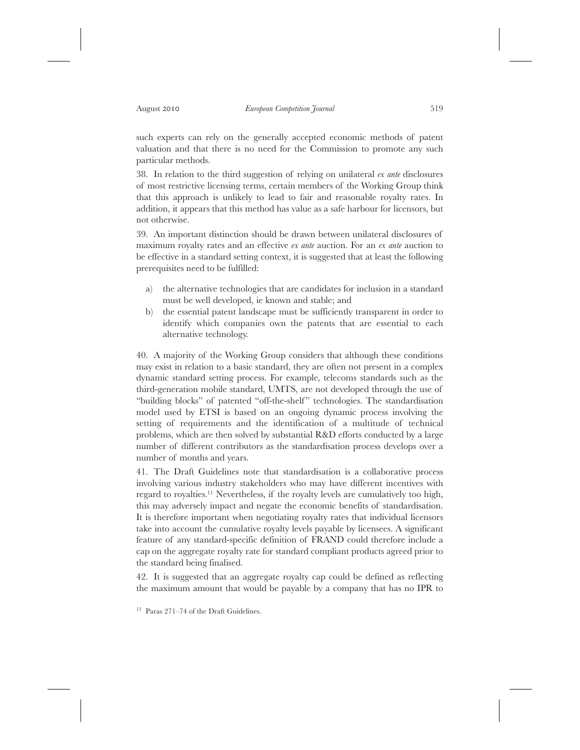such experts can rely on the generally accepted economic methods of patent valuation and that there is no need for the Commission to promote any such particular methods.

38. In relation to the third suggestion of relying on unilateral *ex ante* disclosures of most restrictive licensing terms, certain members of the Working Group think that this approach is unlikely to lead to fair and reasonable royalty rates. In addition, it appears that this method has value as a safe harbour for licensors, but not otherwise.

39. An important distinction should be drawn between unilateral disclosures of maximum royalty rates and an effective *ex ante* auction. For an *ex ante* auction to be effective in a standard setting context, it is suggested that at least the following prerequisites need to be fulfilled:

a) the alternative technologies that are candidates for inclusion in a standard must be well developed, ie known and stable; and
b) the essential patent landscape must be sufficiently transparent in order to identify which companies own the patents that are essential to each alternative technology.

40. A majority of the Working Group considers that although these conditions may exist in relation to a basic standard, they are often not present in a complex dynamic standard setting process. For example, telecoms standards such as the third-generation mobile standard, UMTS, are not developed through the use of "building blocks" of patented "off-the-shelf" technologies. The standardisation model used by ETSI is based on an ongoing dynamic process involving the setting of requirements and the identification of a multitude of technical problems, which are then solved by substantial R&D efforts conducted by a large number of different contributors as the standardisation process develops over a number of months and years.

41. The Draft Guidelines note that standardisation is a collaborative process involving various industry stakeholders who may have different incentives with regard to royalties.[11] Nevertheless, if the royalty levels are cumulatively too high, this may adversely impact and negate the economic benefits of standardisation. It is therefore important when negotiating royalty rates that individual licensors take into account the cumulative royalty levels payable by licensees. A significant feature of any standard-specific definition of FRAND could therefore include a cap on the aggregate royalty rate for standard compliant products agreed prior to the standard being finalised.

42. It is suggested that an aggregate royalty cap could be defined as reflecting the maximum amount that would be payable by a company that has no IPR to

[11] Paras 271–74 of the Draft Guidelines.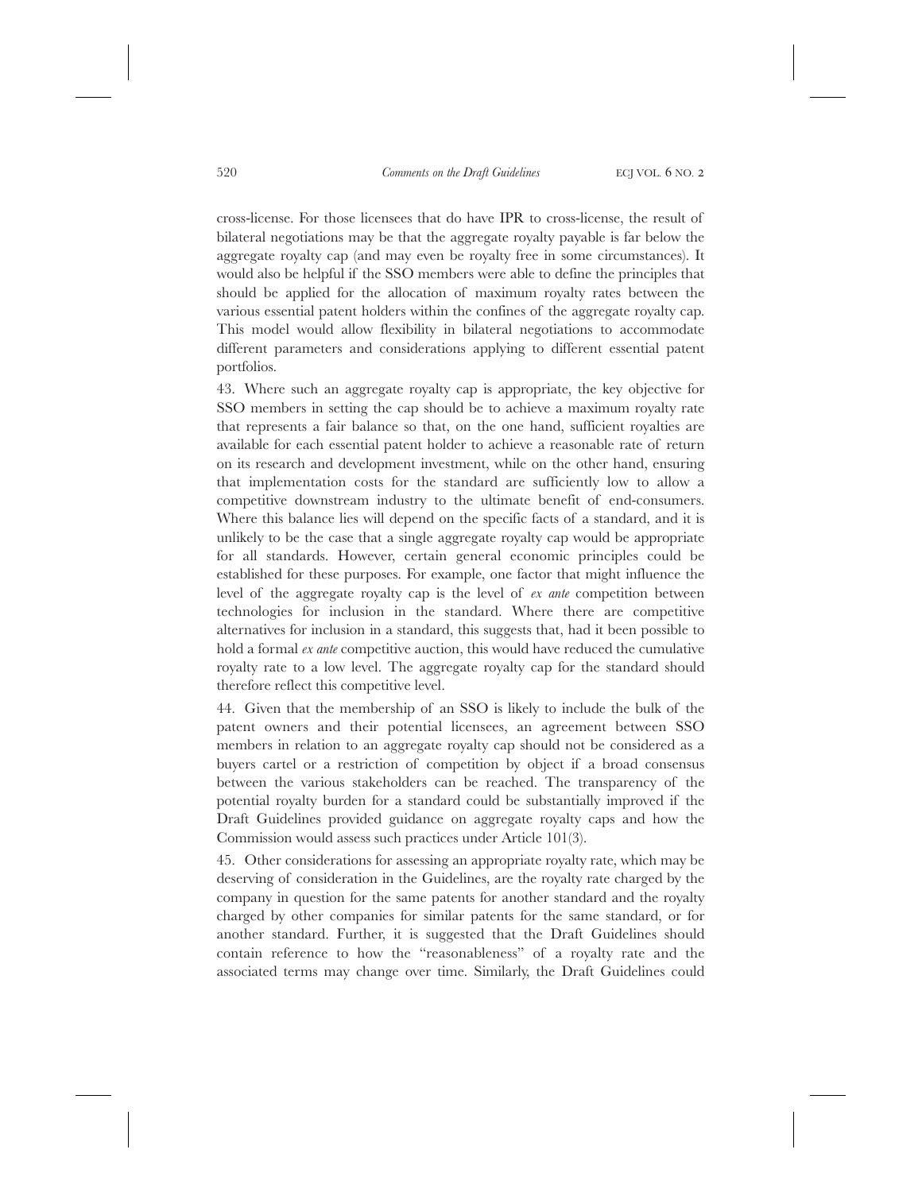cross-license. For those licensees that do have IPR to cross-license, the result of bilateral negotiations may be that the aggregate royalty payable is far below the aggregate royalty cap (and may even be royalty free in some circumstances). It would also be helpful if the SSO members were able to define the principles that should be applied for the allocation of maximum royalty rates between the various essential patent holders within the confines of the aggregate royalty cap. This model would allow flexibility in bilateral negotiations to accommodate different parameters and considerations applying to different essential patent portfolios.

43. Where such an aggregate royalty cap is appropriate, the key objective for SSO members in setting the cap should be to achieve a maximum royalty rate that represents a fair balance so that, on the one hand, sufficient royalties are available for each essential patent holder to achieve a reasonable rate of return on its research and development investment, while on the other hand, ensuring that implementation costs for the standard are sufficiently low to allow a competitive downstream industry to the ultimate benefit of end-consumers. Where this balance lies will depend on the specific facts of a standard, and it is unlikely to be the case that a single aggregate royalty cap would be appropriate for all standards. However, certain general economic principles could be established for these purposes. For example, one factor that might influence the level of the aggregate royalty cap is the level of *ex ante* competition between technologies for inclusion in the standard. Where there are competitive alternatives for inclusion in a standard, this suggests that, had it been possible to hold a formal *ex ante* competitive auction, this would have reduced the cumulative royalty rate to a low level. The aggregate royalty cap for the standard should therefore reflect this competitive level.

44. Given that the membership of an SSO is likely to include the bulk of the patent owners and their potential licensees, an agreement between SSO members in relation to an aggregate royalty cap should not be considered as a buyers cartel or a restriction of competition by object if a broad consensus between the various stakeholders can be reached. The transparency of the potential royalty burden for a standard could be substantially improved if the Draft Guidelines provided guidance on aggregate royalty caps and how the Commission would assess such practices under Article 101(3).

45. Other considerations for assessing an appropriate royalty rate, which may be deserving of consideration in the Guidelines, are the royalty rate charged by the company in question for the same patents for another standard and the royalty charged by other companies for similar patents for the same standard, or for another standard. Further, it is suggested that the Draft Guidelines should contain reference to how the "reasonableness" of a royalty rate and the associated terms may change over time. Similarly, the Draft Guidelines could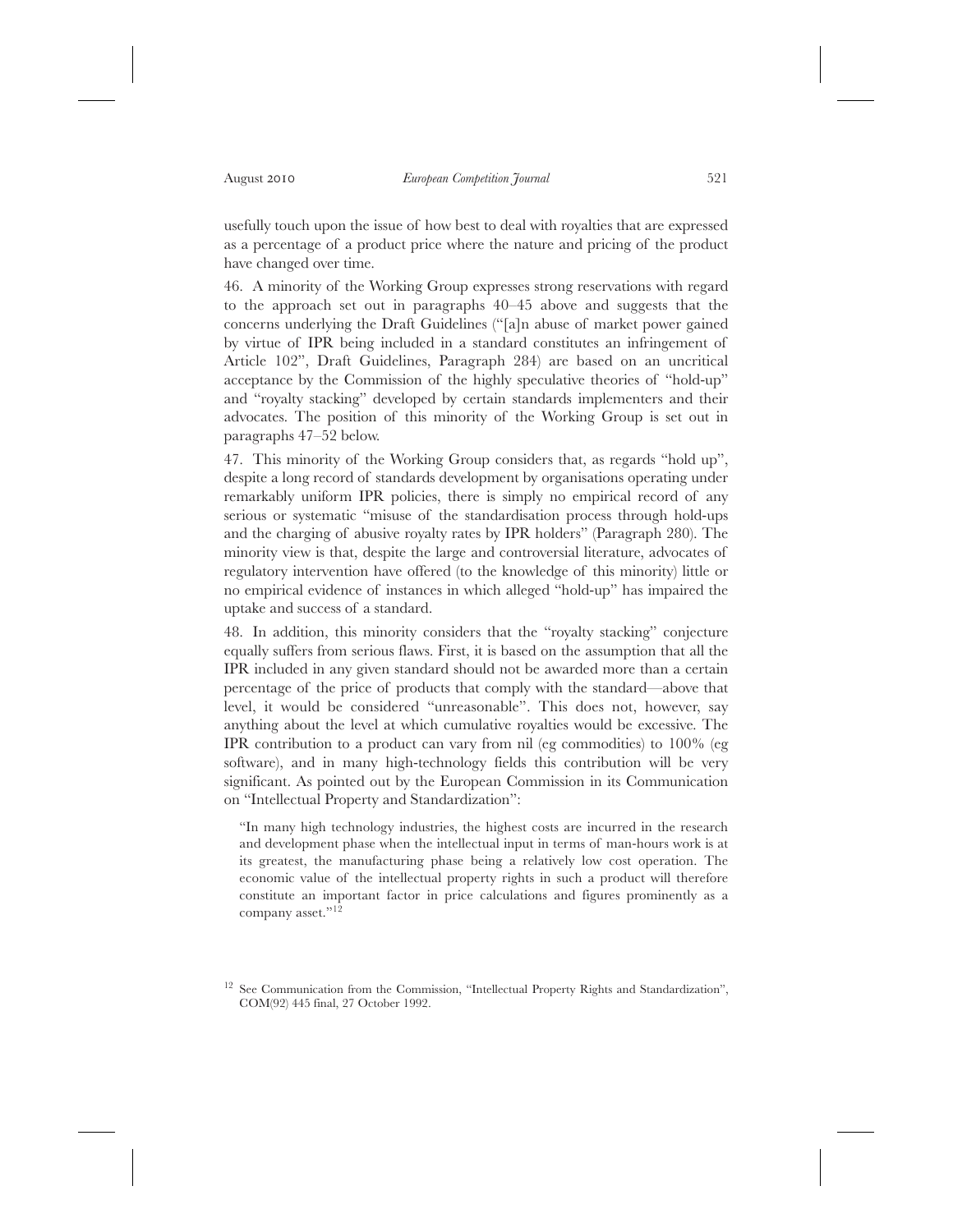usefully touch upon the issue of how best to deal with royalties that are expressed as a percentage of a product price where the nature and pricing of the product have changed over time.

46. A minority of the Working Group expresses strong reservations with regard to the approach set out in paragraphs 40–45 above and suggests that the concerns underlying the Draft Guidelines ("[a]n abuse of market power gained by virtue of IPR being included in a standard constitutes an infringement of Article 102", Draft Guidelines, Paragraph 284) are based on an uncritical acceptance by the Commission of the highly speculative theories of "hold-up" and "royalty stacking" developed by certain standards implementers and their advocates. The position of this minority of the Working Group is set out in paragraphs 47–52 below.

47. This minority of the Working Group considers that, as regards "hold up", despite a long record of standards development by organisations operating under remarkably uniform IPR policies, there is simply no empirical record of any serious or systematic "misuse of the standardisation process through hold-ups and the charging of abusive royalty rates by IPR holders" (Paragraph 280). The minority view is that, despite the large and controversial literature, advocates of regulatory intervention have offered (to the knowledge of this minority) little or no empirical evidence of instances in which alleged "hold-up" has impaired the uptake and success of a standard.

48. In addition, this minority considers that the "royalty stacking" conjecture equally suffers from serious flaws. First, it is based on the assumption that all the IPR included in any given standard should not be awarded more than a certain percentage of the price of products that comply with the standard—above that level, it would be considered "unreasonable". This does not, however, say anything about the level at which cumulative royalties would be excessive. The IPR contribution to a product can vary from nil (eg commodities) to 100% (eg software), and in many high-technology fields this contribution will be very significant. As pointed out by the European Commission in its Communication on "Intellectual Property and Standardization":

> "In many high technology industries, the highest costs are incurred in the research and development phase when the intellectual input in terms of man-hours work is at its greatest, the manufacturing phase being a relatively low cost operation. The economic value of the intellectual property rights in such a product will therefore constitute an important factor in price calculations and figures prominently as a company asset."[12]

---

[12] See Communication from the Commission, "Intellectual Property Rights and Standardization", COM(92) 445 final, 27 October 1992.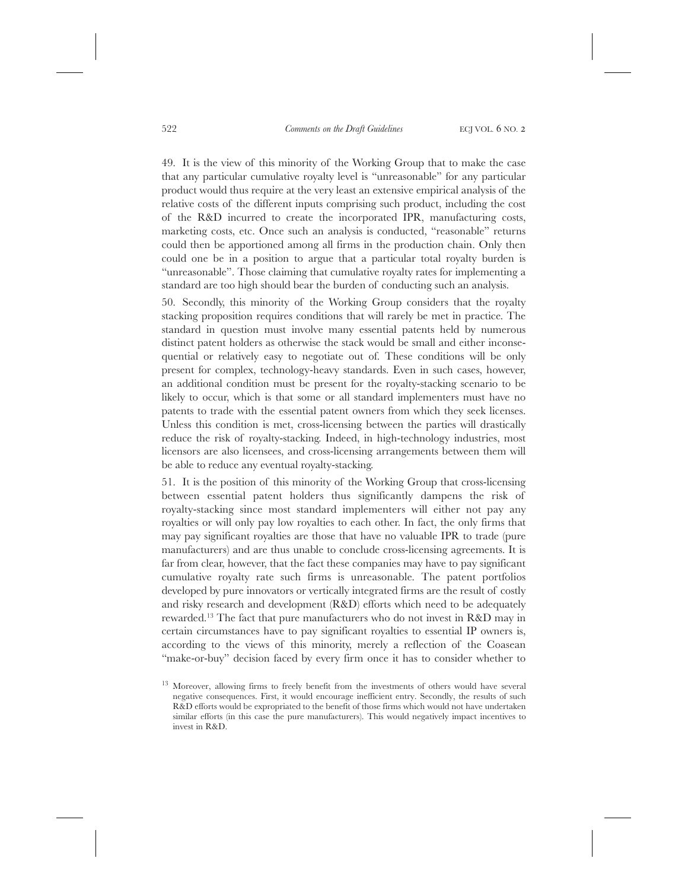49. It is the view of this minority of the Working Group that to make the case that any particular cumulative royalty level is "unreasonable" for any particular product would thus require at the very least an extensive empirical analysis of the relative costs of the different inputs comprising such product, including the cost of the R&D incurred to create the incorporated IPR, manufacturing costs, marketing costs, etc. Once such an analysis is conducted, "reasonable" returns could then be apportioned among all firms in the production chain. Only then could one be in a position to argue that a particular total royalty burden is "unreasonable". Those claiming that cumulative royalty rates for implementing a standard are too high should bear the burden of conducting such an analysis.

50. Secondly, this minority of the Working Group considers that the royalty stacking proposition requires conditions that will rarely be met in practice. The standard in question must involve many essential patents held by numerous distinct patent holders as otherwise the stack would be small and either inconsequential or relatively easy to negotiate out of. These conditions will be only present for complex, technology-heavy standards. Even in such cases, however, an additional condition must be present for the royalty-stacking scenario to be likely to occur, which is that some or all standard implementers must have no patents to trade with the essential patent owners from which they seek licenses. Unless this condition is met, cross-licensing between the parties will drastically reduce the risk of royalty-stacking. Indeed, in high-technology industries, most licensors are also licensees, and cross-licensing arrangements between them will be able to reduce any eventual royalty-stacking.

51. It is the position of this minority of the Working Group that cross-licensing between essential patent holders thus significantly dampens the risk of royalty-stacking since most standard implementers will either not pay any royalties or will only pay low royalties to each other. In fact, the only firms that may pay significant royalties are those that have no valuable IPR to trade (pure manufacturers) and are thus unable to conclude cross-licensing agreements. It is far from clear, however, that the fact these companies may have to pay significant cumulative royalty rate such firms is unreasonable. The patent portfolios developed by pure innovators or vertically integrated firms are the result of costly and risky research and development (R&D) efforts which need to be adequately rewarded.[13] The fact that pure manufacturers who do not invest in R&D may in certain circumstances have to pay significant royalties to essential IP owners is, according to the views of this minority, merely a reflection of the Coasean "make-or-buy" decision faced by every firm once it has to consider whether to

[13] Moreover, allowing firms to freely benefit from the investments of others would have several negative consequences. First, it would encourage inefficient entry. Secondly, the results of such R&D efforts would be expropriated to the benefit of those firms which would not have undertaken similar efforts (in this case the pure manufacturers). This would negatively impact incentives to invest in R&D.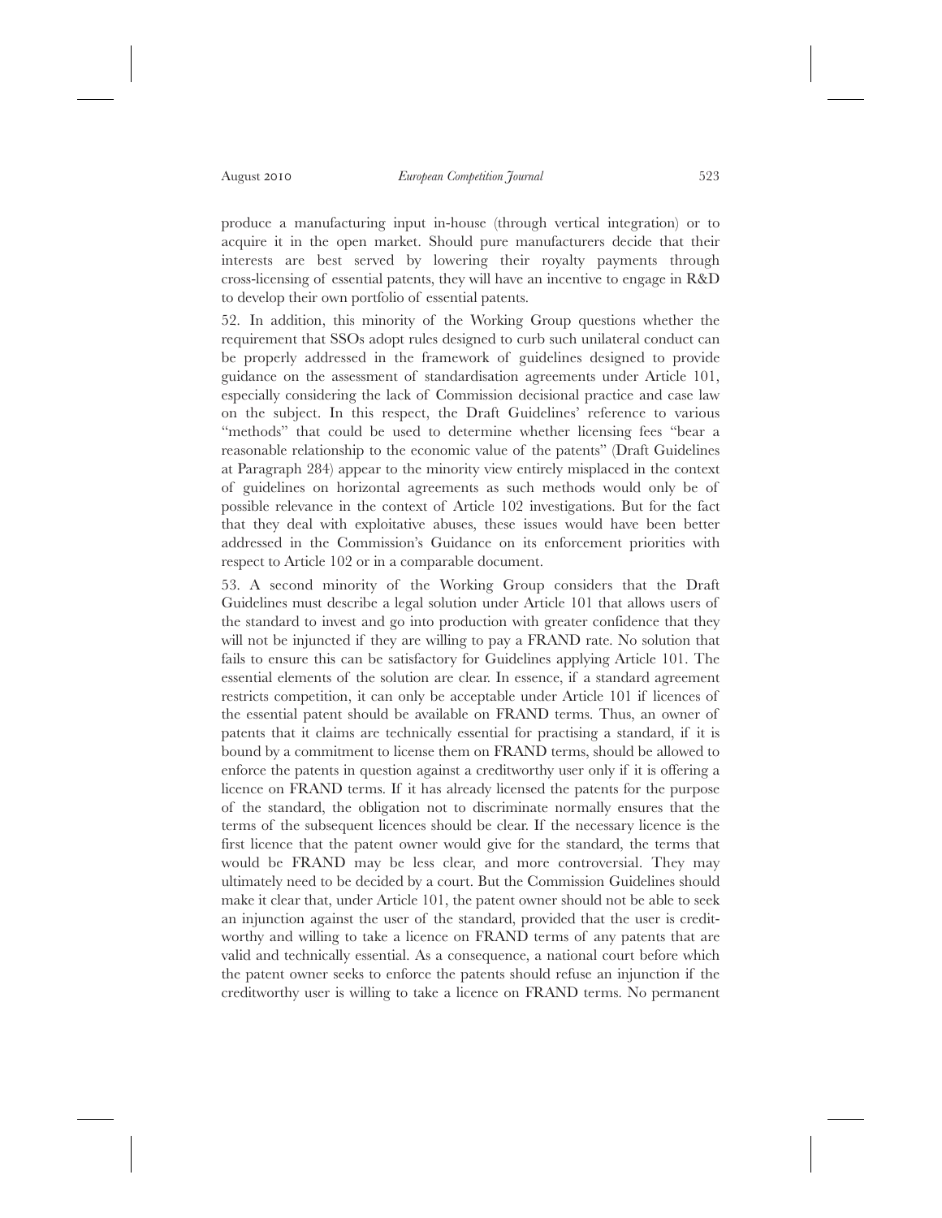produce a manufacturing input in-house (through vertical integration) or to acquire it in the open market. Should pure manufacturers decide that their interests are best served by lowering their royalty payments through cross-licensing of essential patents, they will have an incentive to engage in R&D to develop their own portfolio of essential patents.

52. In addition, this minority of the Working Group questions whether the requirement that SSOs adopt rules designed to curb such unilateral conduct can be properly addressed in the framework of guidelines designed to provide guidance on the assessment of standardisation agreements under Article 101, especially considering the lack of Commission decisional practice and case law on the subject. In this respect, the Draft Guidelines' reference to various "methods" that could be used to determine whether licensing fees "bear a reasonable relationship to the economic value of the patents" (Draft Guidelines at Paragraph 284) appear to the minority view entirely misplaced in the context of guidelines on horizontal agreements as such methods would only be of possible relevance in the context of Article 102 investigations. But for the fact that they deal with exploitative abuses, these issues would have been better addressed in the Commission's Guidance on its enforcement priorities with respect to Article 102 or in a comparable document.

53. A second minority of the Working Group considers that the Draft Guidelines must describe a legal solution under Article 101 that allows users of the standard to invest and go into production with greater confidence that they will not be injuncted if they are willing to pay a FRAND rate. No solution that fails to ensure this can be satisfactory for Guidelines applying Article 101. The essential elements of the solution are clear. In essence, if a standard agreement restricts competition, it can only be acceptable under Article 101 if licences of the essential patent should be available on FRAND terms. Thus, an owner of patents that it claims are technically essential for practising a standard, if it is bound by a commitment to license them on FRAND terms, should be allowed to enforce the patents in question against a creditworthy user only if it is offering a licence on FRAND terms. If it has already licensed the patents for the purpose of the standard, the obligation not to discriminate normally ensures that the terms of the subsequent licences should be clear. If the necessary licence is the first licence that the patent owner would give for the standard, the terms that would be FRAND may be less clear, and more controversial. They may ultimately need to be decided by a court. But the Commission Guidelines should make it clear that, under Article 101, the patent owner should not be able to seek an injunction against the user of the standard, provided that the user is creditworthy and willing to take a licence on FRAND terms of any patents that are valid and technically essential. As a consequence, a national court before which the patent owner seeks to enforce the patents should refuse an injunction if the creditworthy user is willing to take a licence on FRAND terms. No permanent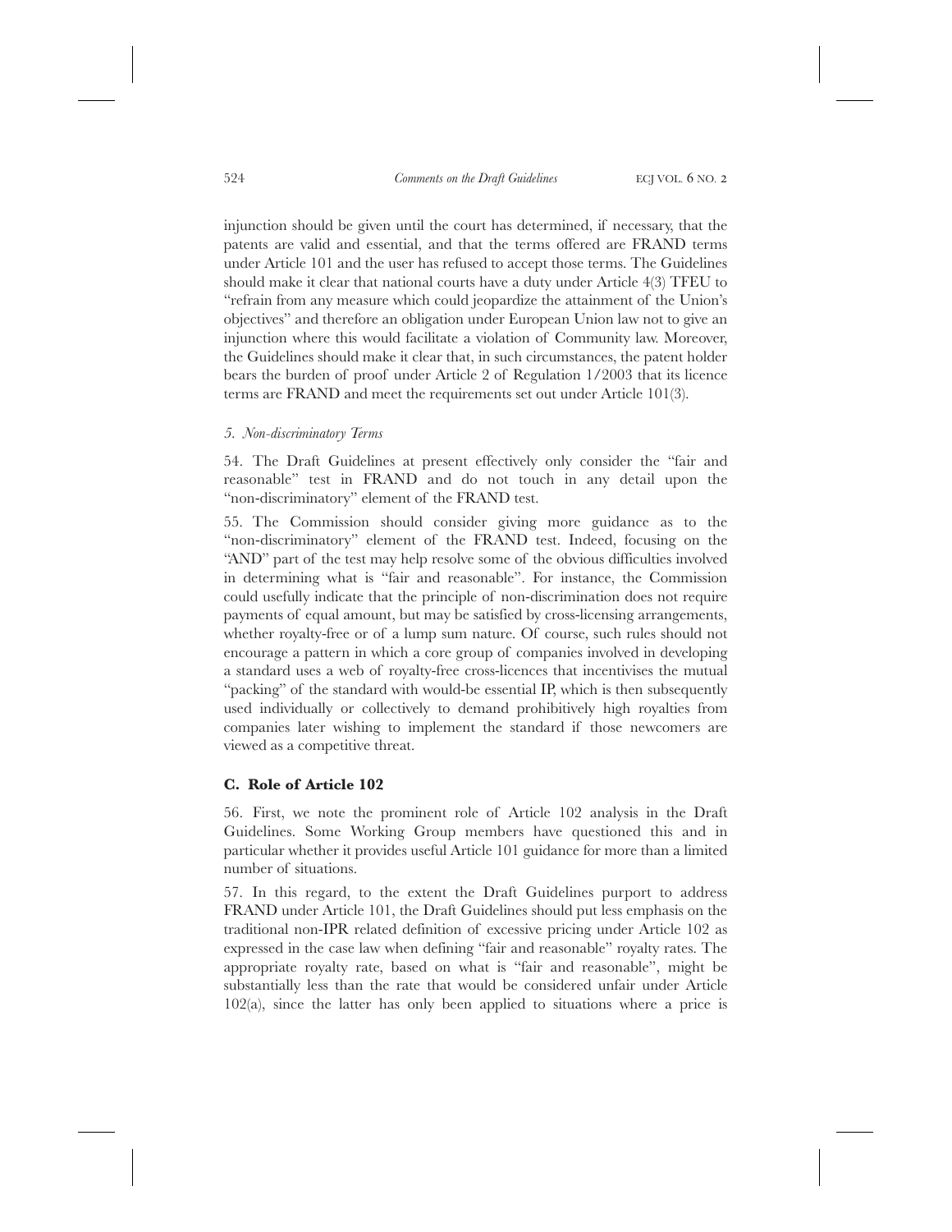injunction should be given until the court has determined, if necessary, that the patents are valid and essential, and that the terms offered are FRAND terms under Article 101 and the user has refused to accept those terms. The Guidelines should make it clear that national courts have a duty under Article 4(3) TFEU to "refrain from any measure which could jeopardize the attainment of the Union's objectives" and therefore an obligation under European Union law not to give an injunction where this would facilitate a violation of Community law. Moreover, the Guidelines should make it clear that, in such circumstances, the patent holder bears the burden of proof under Article 2 of Regulation 1/2003 that its licence terms are FRAND and meet the requirements set out under Article 101(3).

### *5. Non-discriminatory Terms*

54. The Draft Guidelines at present effectively only consider the "fair and reasonable" test in FRAND and do not touch in any detail upon the "non-discriminatory" element of the FRAND test.

55. The Commission should consider giving more guidance as to the "non-discriminatory" element of the FRAND test. Indeed, focusing on the "AND" part of the test may help resolve some of the obvious difficulties involved in determining what is "fair and reasonable". For instance, the Commission could usefully indicate that the principle of non-discrimination does not require payments of equal amount, but may be satisfied by cross-licensing arrangements, whether royalty-free or of a lump sum nature. Of course, such rules should not encourage a pattern in which a core group of companies involved in developing a standard uses a web of royalty-free cross-licences that incentivises the mutual "packing" of the standard with would-be essential IP, which is then subsequently used individually or collectively to demand prohibitively high royalties from companies later wishing to implement the standard if those newcomers are viewed as a competitive threat.

## **C. Role of Article 102**

56. First, we note the prominent role of Article 102 analysis in the Draft Guidelines. Some Working Group members have questioned this and in particular whether it provides useful Article 101 guidance for more than a limited number of situations.

57. In this regard, to the extent the Draft Guidelines purport to address FRAND under Article 101, the Draft Guidelines should put less emphasis on the traditional non-IPR related definition of excessive pricing under Article 102 as expressed in the case law when defining "fair and reasonable" royalty rates. The appropriate royalty rate, based on what is "fair and reasonable", might be substantially less than the rate that would be considered unfair under Article 102(a), since the latter has only been applied to situations where a price is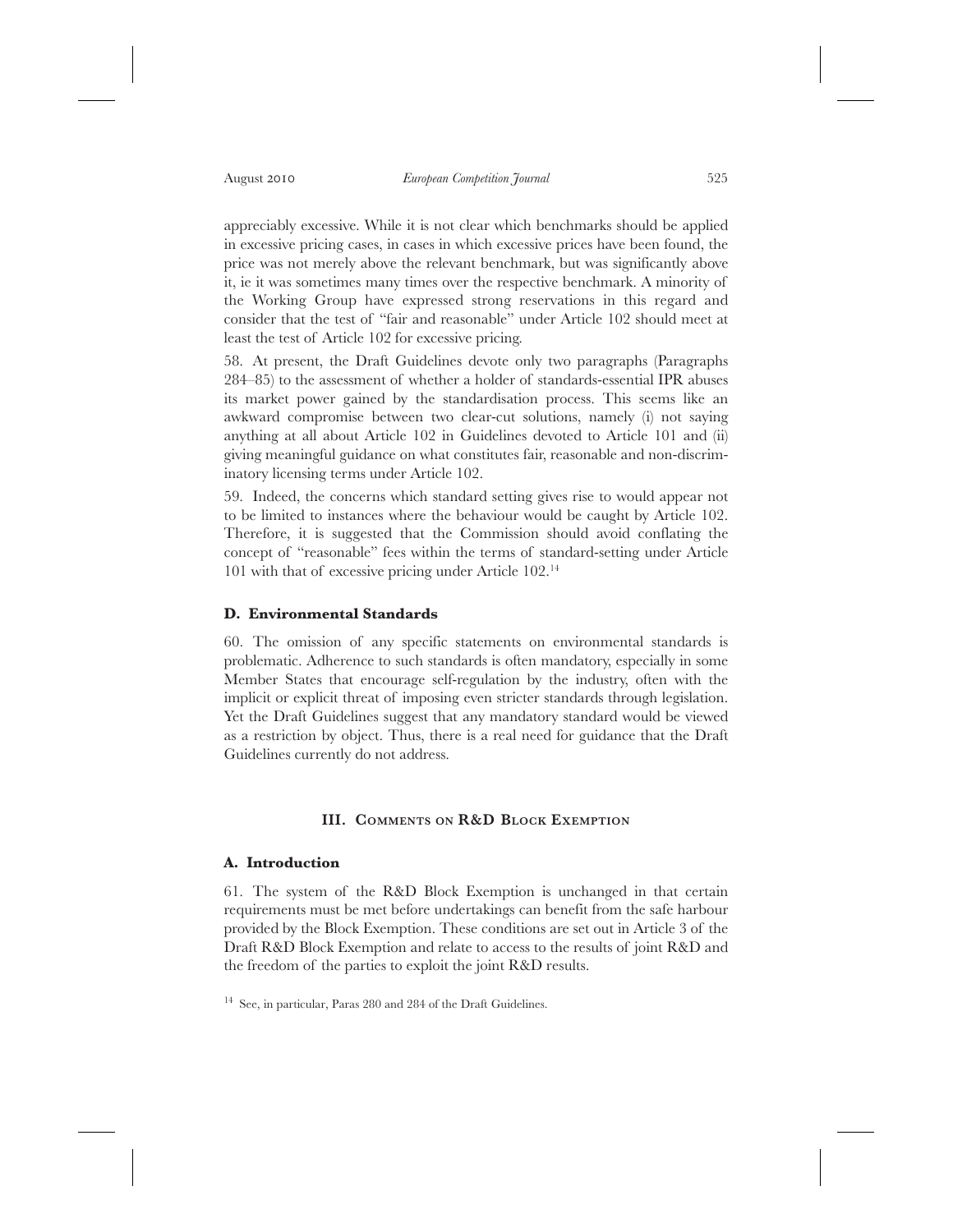appreciably excessive. While it is not clear which benchmarks should be applied in excessive pricing cases, in cases in which excessive prices have been found, the price was not merely above the relevant benchmark, but was significantly above it, ie it was sometimes many times over the respective benchmark. A minority of the Working Group have expressed strong reservations in this regard and consider that the test of "fair and reasonable" under Article 102 should meet at least the test of Article 102 for excessive pricing.

58. At present, the Draft Guidelines devote only two paragraphs (Paragraphs 284–85) to the assessment of whether a holder of standards-essential IPR abuses its market power gained by the standardisation process. This seems like an awkward compromise between two clear-cut solutions, namely (i) not saying anything at all about Article 102 in Guidelines devoted to Article 101 and (ii) giving meaningful guidance on what constitutes fair, reasonable and non-discriminatory licensing terms under Article 102.

59. Indeed, the concerns which standard setting gives rise to would appear not to be limited to instances where the behaviour would be caught by Article 102. Therefore, it is suggested that the Commission should avoid conflating the concept of "reasonable" fees within the terms of standard-setting under Article 101 with that of excessive pricing under Article 102.[14]

### D. Environmental Standards

60. The omission of any specific statements on environmental standards is problematic. Adherence to such standards is often mandatory, especially in some Member States that encourage self-regulation by the industry, often with the implicit or explicit threat of imposing even stricter standards through legislation. Yet the Draft Guidelines suggest that any mandatory standard would be viewed as a restriction by object. Thus, there is a real need for guidance that the Draft Guidelines currently do not address.

## III. Comments on R&D Block Exemption

### A. Introduction

61. The system of the R&D Block Exemption is unchanged in that certain requirements must be met before undertakings can benefit from the safe harbour provided by the Block Exemption. These conditions are set out in Article 3 of the Draft R&D Block Exemption and relate to access to the results of joint R&D and the freedom of the parties to exploit the joint R&D results.

[14] See, in particular, Paras 280 and 284 of the Draft Guidelines.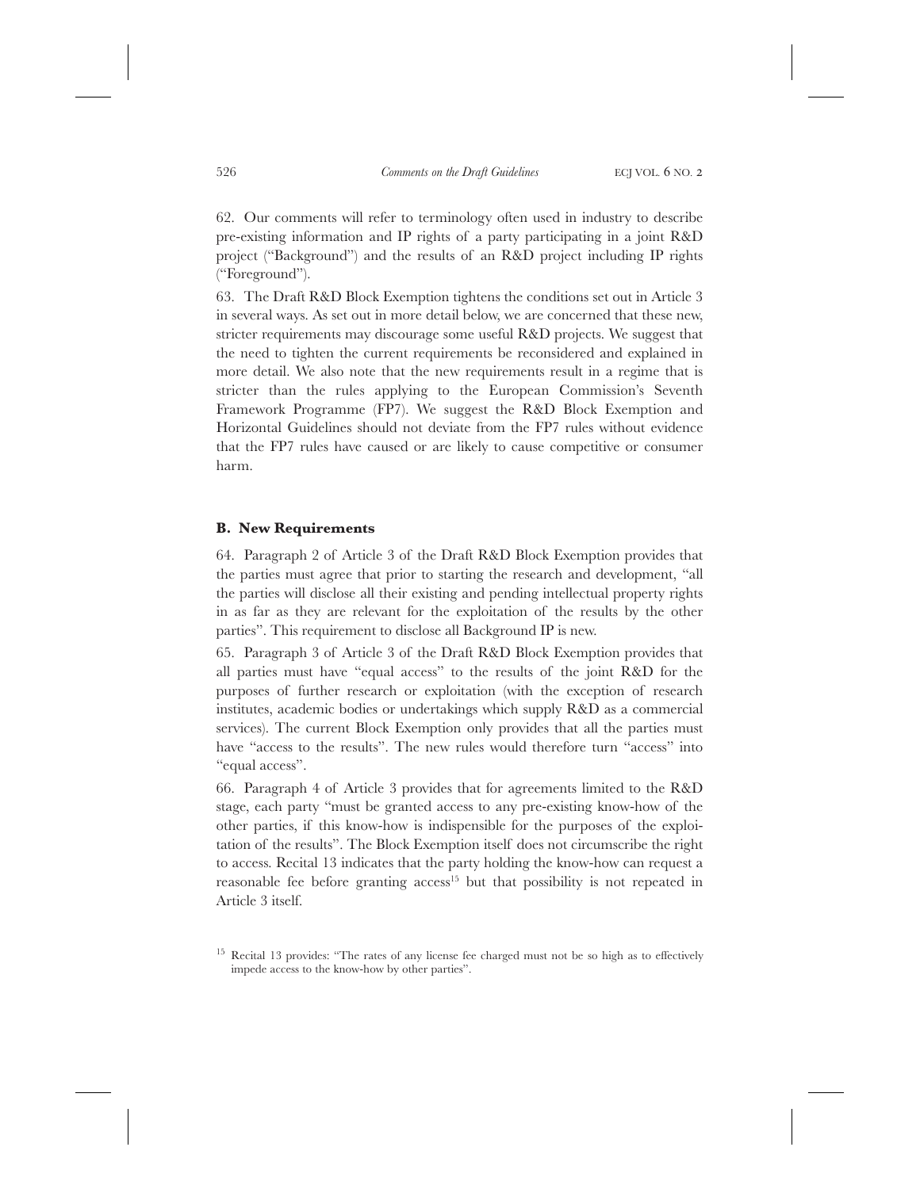62. Our comments will refer to terminology often used in industry to describe pre-existing information and IP rights of a party participating in a joint R&D project ("Background") and the results of an R&D project including IP rights ("Foreground").

63. The Draft R&D Block Exemption tightens the conditions set out in Article 3 in several ways. As set out in more detail below, we are concerned that these new, stricter requirements may discourage some useful R&D projects. We suggest that the need to tighten the current requirements be reconsidered and explained in more detail. We also note that the new requirements result in a regime that is stricter than the rules applying to the European Commission's Seventh Framework Programme (FP7). We suggest the R&D Block Exemption and Horizontal Guidelines should not deviate from the FP7 rules without evidence that the FP7 rules have caused or are likely to cause competitive or consumer harm.

### B. New Requirements

64. Paragraph 2 of Article 3 of the Draft R&D Block Exemption provides that the parties must agree that prior to starting the research and development, "all the parties will disclose all their existing and pending intellectual property rights in as far as they are relevant for the exploitation of the results by the other parties". This requirement to disclose all Background IP is new.

65. Paragraph 3 of Article 3 of the Draft R&D Block Exemption provides that all parties must have "equal access" to the results of the joint R&D for the purposes of further research or exploitation (with the exception of research institutes, academic bodies or undertakings which supply R&D as a commercial services). The current Block Exemption only provides that all the parties must have "access to the results". The new rules would therefore turn "access" into "equal access".

66. Paragraph 4 of Article 3 provides that for agreements limited to the R&D stage, each party "must be granted access to any pre-existing know-how of the other parties, if this know-how is indispensible for the purposes of the exploitation of the results". The Block Exemption itself does not circumscribe the right to access. Recital 13 indicates that the party holding the know-how can request a reasonable fee before granting access[15] but that possibility is not repeated in Article 3 itself.

[15] Recital 13 provides: "The rates of any license fee charged must not be so high as to effectively impede access to the know-how by other parties".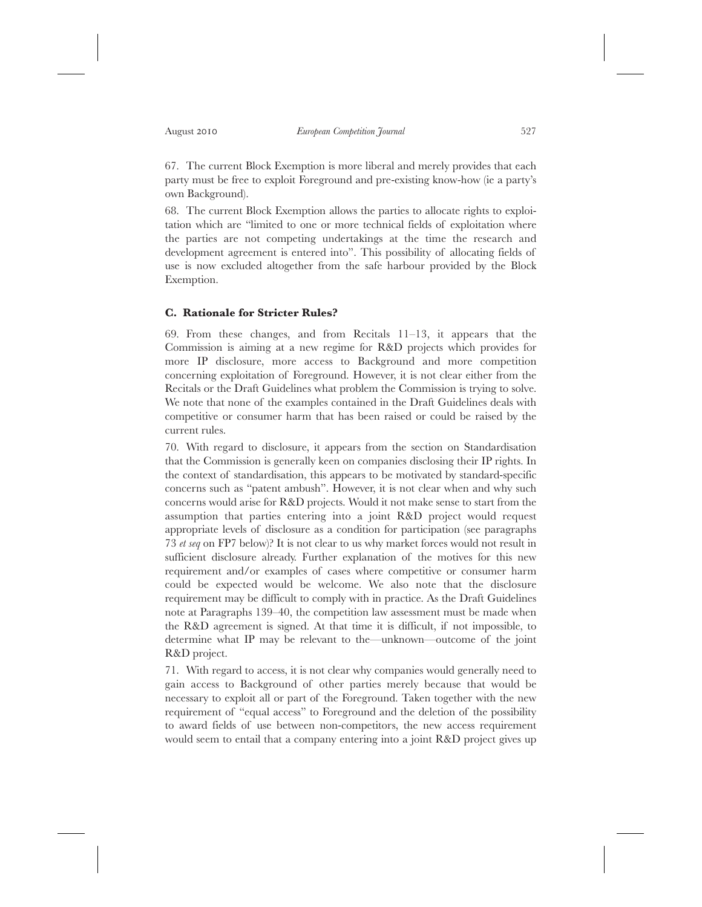67. The current Block Exemption is more liberal and merely provides that each party must be free to exploit Foreground and pre-existing know-how (ie a party's own Background).

68. The current Block Exemption allows the parties to allocate rights to exploitation which are "limited to one or more technical fields of exploitation where the parties are not competing undertakings at the time the research and development agreement is entered into". This possibility of allocating fields of use is now excluded altogether from the safe harbour provided by the Block Exemption.

### C. Rationale for Stricter Rules?

69. From these changes, and from Recitals 11–13, it appears that the Commission is aiming at a new regime for R&D projects which provides for more IP disclosure, more access to Background and more competition concerning exploitation of Foreground. However, it is not clear either from the Recitals or the Draft Guidelines what problem the Commission is trying to solve. We note that none of the examples contained in the Draft Guidelines deals with competitive or consumer harm that has been raised or could be raised by the current rules.

70. With regard to disclosure, it appears from the section on Standardisation that the Commission is generally keen on companies disclosing their IP rights. In the context of standardisation, this appears to be motivated by standard-specific concerns such as "patent ambush". However, it is not clear when and why such concerns would arise for R&D projects. Would it not make sense to start from the assumption that parties entering into a joint R&D project would request appropriate levels of disclosure as a condition for participation (see paragraphs 73 *et seq* on FP7 below)? It is not clear to us why market forces would not result in sufficient disclosure already. Further explanation of the motives for this new requirement and/or examples of cases where competitive or consumer harm could be expected would be welcome. We also note that the disclosure requirement may be difficult to comply with in practice. As the Draft Guidelines note at Paragraphs 139–40, the competition law assessment must be made when the R&D agreement is signed. At that time it is difficult, if not impossible, to determine what IP may be relevant to the—unknown—outcome of the joint R&D project.

71. With regard to access, it is not clear why companies would generally need to gain access to Background of other parties merely because that would be necessary to exploit all or part of the Foreground. Taken together with the new requirement of "equal access" to Foreground and the deletion of the possibility to award fields of use between non-competitors, the new access requirement would seem to entail that a company entering into a joint R&D project gives up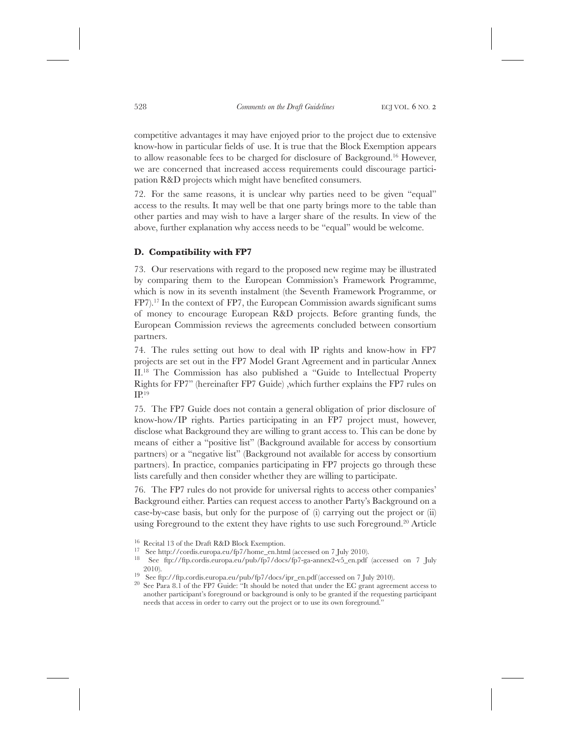competitive advantages it may have enjoyed prior to the project due to extensive know-how in particular fields of use. It is true that the Block Exemption appears to allow reasonable fees to be charged for disclosure of Background.[16] However, we are concerned that increased access requirements could discourage participation R&D projects which might have benefited consumers.

72. For the same reasons, it is unclear why parties need to be given "equal" access to the results. It may well be that one party brings more to the table than other parties and may wish to have a larger share of the results. In view of the above, further explanation why access needs to be "equal" would be welcome.

### D. Compatibility with FP7

73. Our reservations with regard to the proposed new regime may be illustrated by comparing them to the European Commission's Framework Programme, which is now in its seventh instalment (the Seventh Framework Programme, or FP7).[17] In the context of FP7, the European Commission awards significant sums of money to encourage European R&D projects. Before granting funds, the European Commission reviews the agreements concluded between consortium partners.

74. The rules setting out how to deal with IP rights and know-how in FP7 projects are set out in the FP7 Model Grant Agreement and in particular Annex II.[18] The Commission has also published a "Guide to Intellectual Property Rights for FP7" (hereinafter FP7 Guide) ,which further explains the FP7 rules on IP.[19]

75. The FP7 Guide does not contain a general obligation of prior disclosure of know-how/IP rights. Parties participating in an FP7 project must, however, disclose what Background they are willing to grant access to. This can be done by means of either a "positive list" (Background available for access by consortium partners) or a "negative list" (Background not available for access by consortium partners). In practice, companies participating in FP7 projects go through these lists carefully and then consider whether they are willing to participate.

76. The FP7 rules do not provide for universal rights to access other companies' Background either. Parties can request access to another Party's Background on a case-by-case basis, but only for the purpose of (i) carrying out the project or (ii) using Foreground to the extent they have rights to use such Foreground.[20] Article

---

[16] Recital 13 of the Draft R&D Block Exemption.

[17] See http://cordis.europa.eu/fp7/home_en.html (accessed on 7 July 2010).

[18] See ftp://ftp.cordis.europa.eu/pub/fp7/docs/fp7-ga-annex2-v5_en.pdf (accessed on 7 July 2010).

[19] See ftp://ftp.cordis.europa.eu/pub/fp7/docs/ipr_en.pdf (accessed on 7 July 2010).

[20] See Para 8.1 of the FP7 Guide: "It should be noted that under the EC grant agreement access to another participant's foreground or background is only to be granted if the requesting participant needs that access in order to carry out the project or to use its own foreground."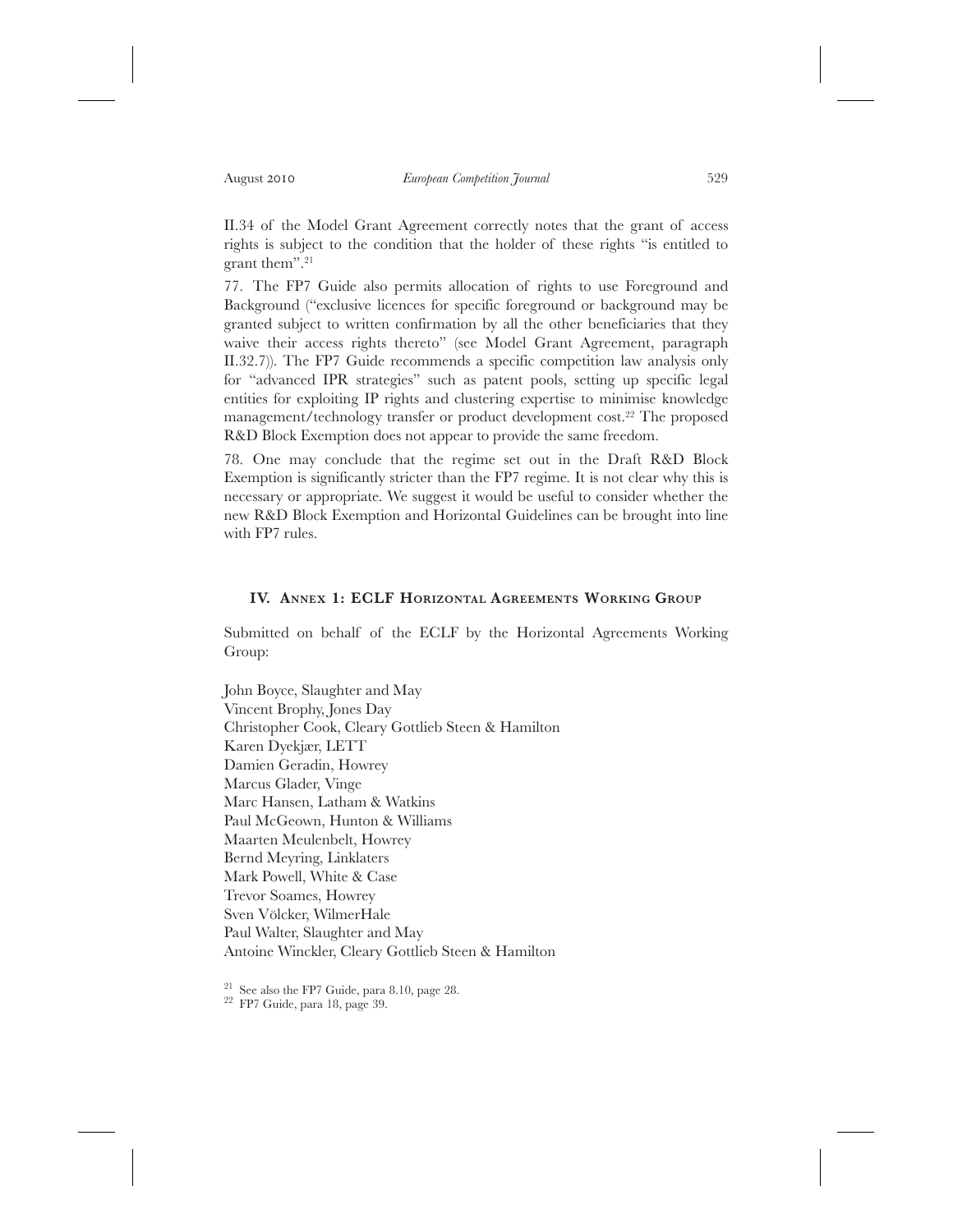II.34 of the Model Grant Agreement correctly notes that the grant of access rights is subject to the condition that the holder of these rights "is entitled to grant them".[21]

77. The FP7 Guide also permits allocation of rights to use Foreground and Background ("exclusive licences for specific foreground or background may be granted subject to written confirmation by all the other beneficiaries that they waive their access rights thereto" (see Model Grant Agreement, paragraph II.32.7)). The FP7 Guide recommends a specific competition law analysis only for "advanced IPR strategies" such as patent pools, setting up specific legal entities for exploiting IP rights and clustering expertise to minimise knowledge management/technology transfer or product development cost.[22] The proposed R&D Block Exemption does not appear to provide the same freedom.

78. One may conclude that the regime set out in the Draft R&D Block Exemption is significantly stricter than the FP7 regime. It is not clear why this is necessary or appropriate. We suggest it would be useful to consider whether the new R&D Block Exemption and Horizontal Guidelines can be brought into line with FP7 rules.

## IV. Annex 1: ECLF Horizontal Agreements Working Group

Submitted on behalf of the ECLF by the Horizontal Agreements Working Group:

John Boyce, Slaughter and May
Vincent Brophy, Jones Day
Christopher Cook, Cleary Gottlieb Steen & Hamilton
Karen Dyekjær, LETT
Damien Geradin, Howrey
Marcus Glader, Vinge
Marc Hansen, Latham & Watkins
Paul McGeown, Hunton & Williams
Maarten Meulenbelt, Howrey
Bernd Meyring, Linklaters
Mark Powell, White & Case
Trevor Soames, Howrey
Sven Völcker, WilmerHale
Paul Walter, Slaughter and May
Antoine Winckler, Cleary Gottlieb Steen & Hamilton

[21] See also the FP7 Guide, para 8.10, page 28.

[22] FP7 Guide, para 18, page 39.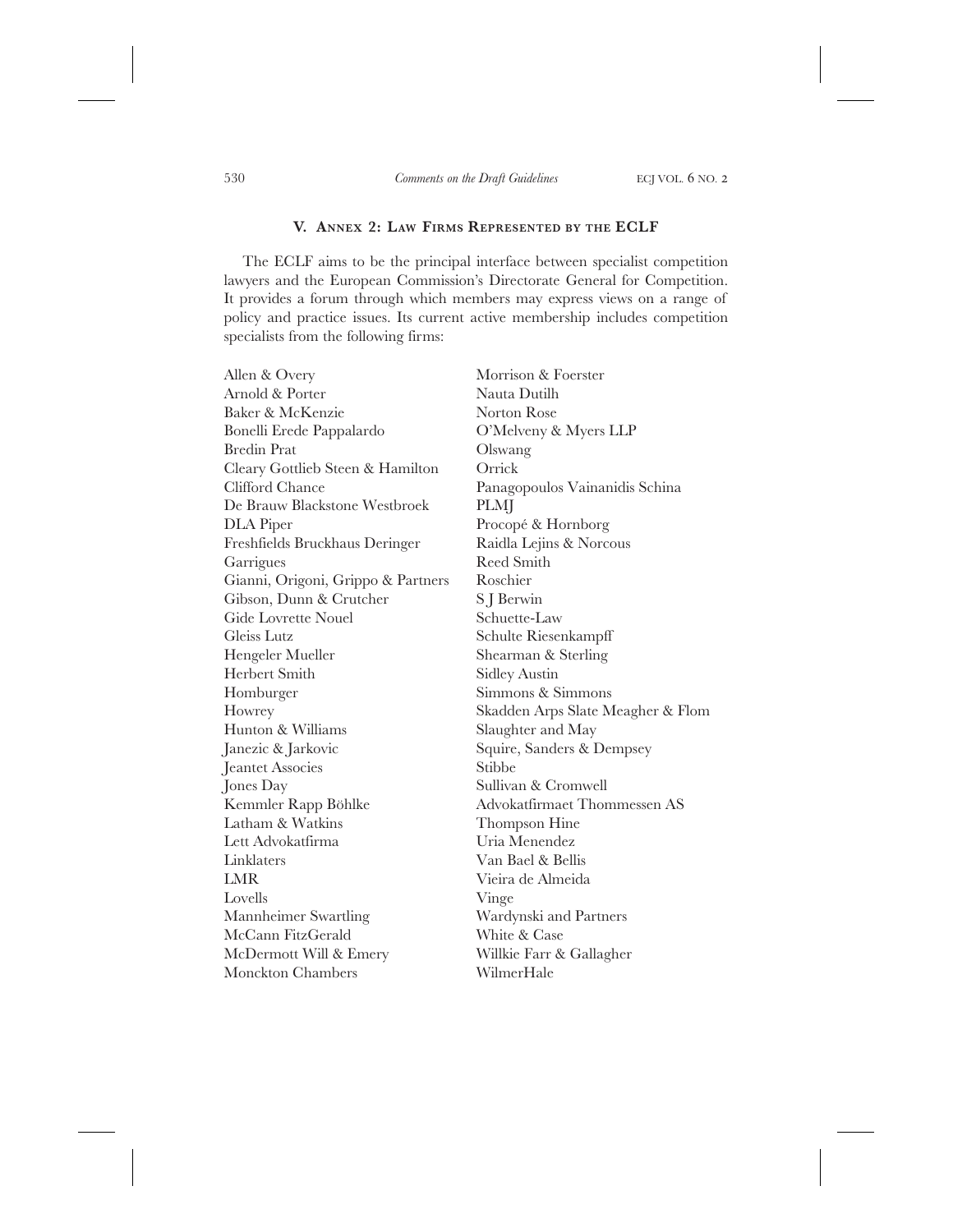## V. Annex 2: Law Firms Represented by the ECLF

The ECLF aims to be the principal interface between specialist competition lawyers and the European Commission's Directorate General for Competition. It provides a forum through which members may express views on a range of policy and practice issues. Its current active membership includes competition specialists from the following firms:

Allen & Overy
Arnold & Porter
Baker & McKenzie
Bonelli Erede Pappalardo
Bredin Prat
Cleary Gottlieb Steen & Hamilton
Clifford Chance
De Brauw Blackstone Westbroek
DLA Piper
Freshfields Bruckhaus Deringer
Garrigues
Gianni, Origoni, Grippo & Partners
Gibson, Dunn & Crutcher
Gide Lovrette Nouel
Gleiss Lutz
Hengeler Mueller
Herbert Smith
Homburger
Howrey
Hunton & Williams
Janezic & Jarkovic
Jeantet Associes
Jones Day
Kemmler Rapp Böhlke
Latham & Watkins
Lett Advokatfirma
Linklaters
LMR
Lovells
Mannheimer Swartling
McCann FitzGerald
McDermott Will & Emery
Monckton Chambers
Morrison & Foerster
Nauta Dutilh
Norton Rose
O'Melveny & Myers LLP
Olswang
Orrick
Panagopoulos Vainanidis Schina
PLMJ
Procopé & Hornborg
Raidla Lejins & Norcous
Reed Smith
Roschier
S J Berwin
Schuette-Law
Schulte Riesenkampff
Shearman & Sterling
Sidley Austin
Simmons & Simmons
Skadden Arps Slate Meagher & Flom
Slaughter and May
Squire, Sanders & Dempsey
Stibbe
Sullivan & Cromwell
Advokatfirmaet Thommessen AS
Thompson Hine
Uria Menendez
Van Bael & Bellis
Vieira de Almeida
Vinge
Wardynski and Partners
White & Case
Willkie Farr & Gallagher
WilmerHale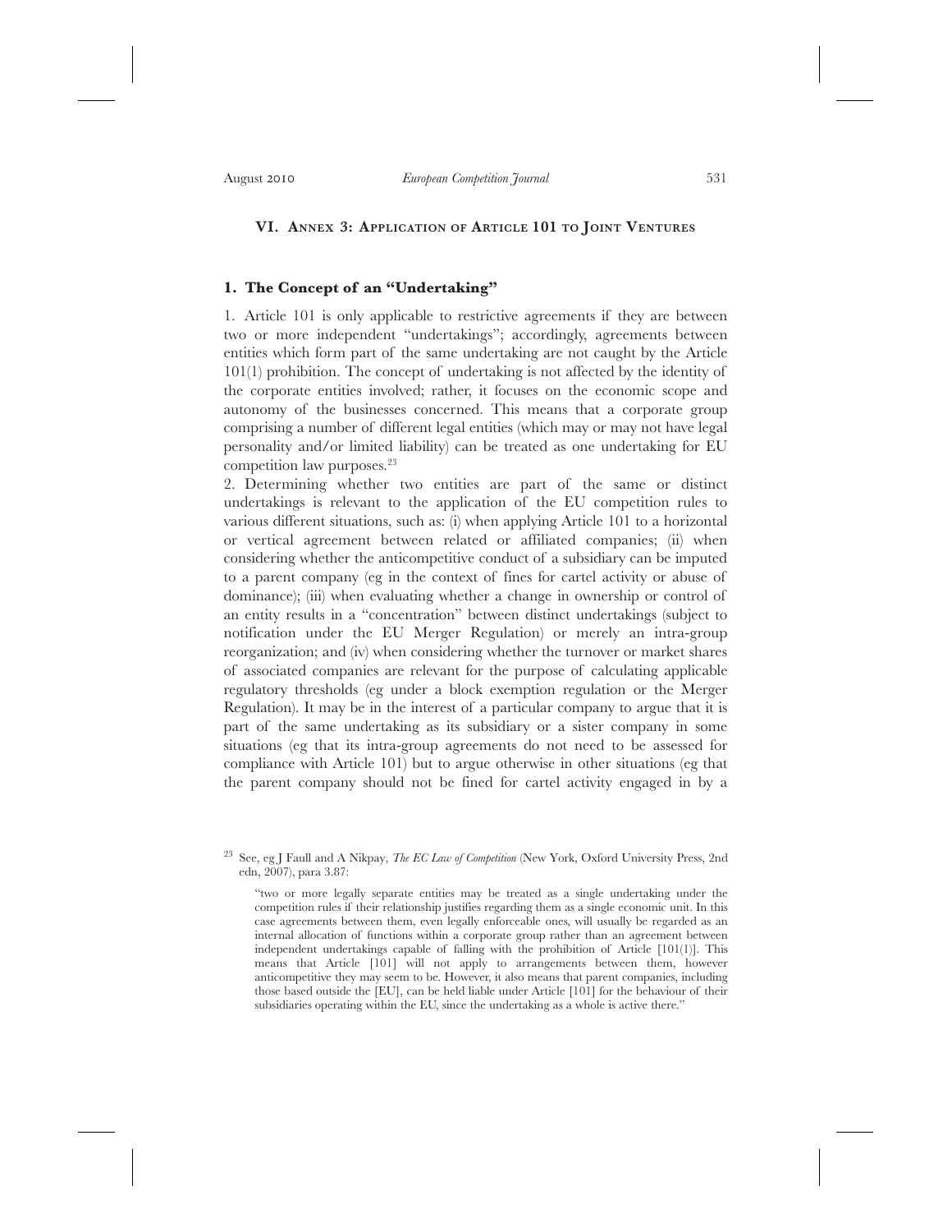## VI. Annex 3: Application of Article 101 to Joint Ventures

### 1. The Concept of an "Undertaking"

1. Article 101 is only applicable to restrictive agreements if they are between two or more independent "undertakings"; accordingly, agreements between entities which form part of the same undertaking are not caught by the Article 101(1) prohibition. The concept of undertaking is not affected by the identity of the corporate entities involved; rather, it focuses on the economic scope and autonomy of the businesses concerned. This means that a corporate group comprising a number of different legal entities (which may or may not have legal personality and/or limited liability) can be treated as one undertaking for EU competition law purposes.[23]

2. Determining whether two entities are part of the same or distinct undertakings is relevant to the application of the EU competition rules to various different situations, such as: (i) when applying Article 101 to a horizontal or vertical agreement between related or affiliated companies; (ii) when considering whether the anticompetitive conduct of a subsidiary can be imputed to a parent company (eg in the context of fines for cartel activity or abuse of dominance); (iii) when evaluating whether a change in ownership or control of an entity results in a "concentration" between distinct undertakings (subject to notification under the EU Merger Regulation) or merely an intra-group reorganization; and (iv) when considering whether the turnover or market shares of associated companies are relevant for the purpose of calculating applicable regulatory thresholds (eg under a block exemption regulation or the Merger Regulation). It may be in the interest of a particular company to argue that it is part of the same undertaking as its subsidiary or a sister company in some situations (eg that its intra-group agreements do not need to be assessed for compliance with Article 101) but to argue otherwise in other situations (eg that the parent company should not be fined for cartel activity engaged in by a

---

[23] See, eg J Faull and A Nikpay, *The EC Law of Competition* (New York, Oxford University Press, 2nd edn, 2007), para 3.87:

> "two or more legally separate entities may be treated as a single undertaking under the competition rules if their relationship justifies regarding them as a single economic unit. In this case agreements between them, even legally enforceable ones, will usually be regarded as an internal allocation of functions within a corporate group rather than an agreement between independent undertakings capable of falling with the prohibition of Article [101(1)]. This means that Article [101] will not apply to arrangements between them, however anticompetitive they may seem to be. However, it also means that parent companies, including those based outside the [EU], can be held liable under Article [101] for the behaviour of their subsidiaries operating within the EU, since the undertaking as a whole is active there."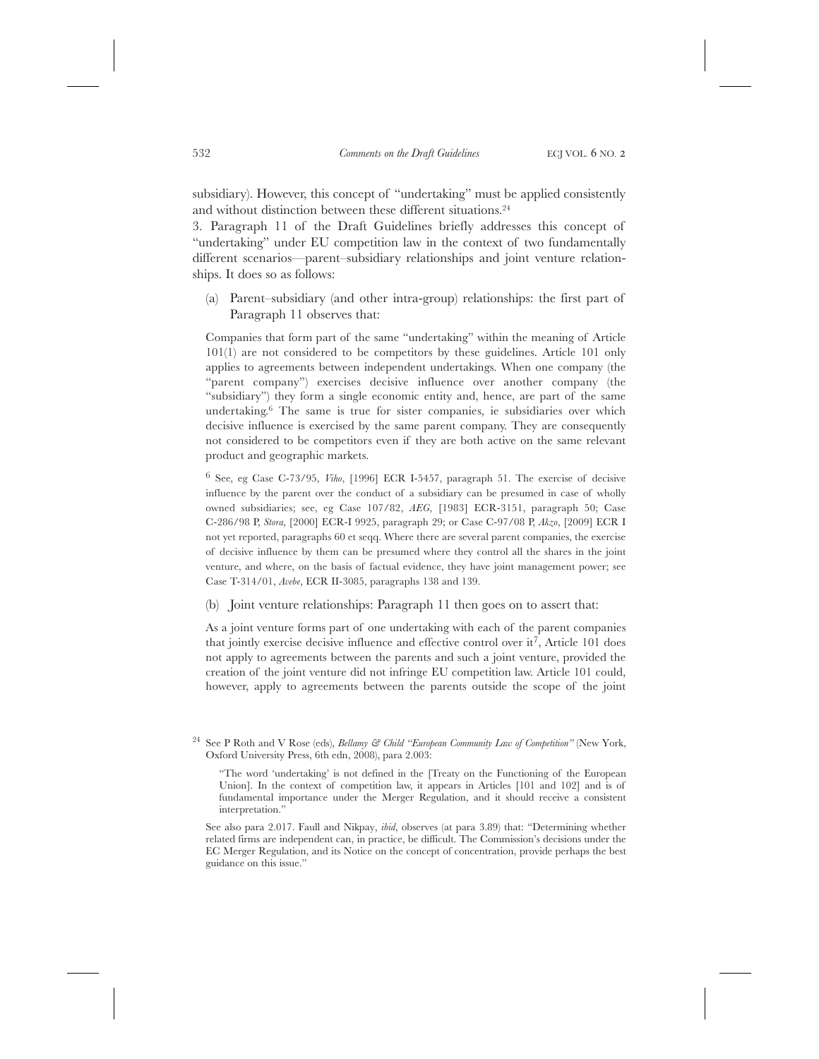subsidiary). However, this concept of "undertaking" must be applied consistently and without distinction between these different situations.[24]

3. Paragraph 11 of the Draft Guidelines briefly addresses this concept of "undertaking" under EU competition law in the context of two fundamentally different scenarios—parent–subsidiary relationships and joint venture relationships. It does so as follows:

(a) Parent–subsidiary (and other intra-group) relationships: the first part of Paragraph 11 observes that:

> Companies that form part of the same "undertaking" within the meaning of Article 101(1) are not considered to be competitors by these guidelines. Article 101 only applies to agreements between independent undertakings. When one company (the "parent company") exercises decisive influence over another company (the "subsidiary") they form a single economic entity and, hence, are part of the same undertaking.[6] The same is true for sister companies, ie subsidiaries over which decisive influence is exercised by the same parent company. They are consequently not considered to be competitors even if they are both active on the same relevant product and geographic markets.
>
> [6] See, eg Case C-73/95, *Viho*, [1996] ECR I-5457, paragraph 51. The exercise of decisive influence by the parent over the conduct of a subsidiary can be presumed in case of wholly owned subsidiaries; see, eg Case 107/82, *AEG*, [1983] ECR-3151, paragraph 50; Case C-286/98 P, *Stora*, [2000] ECR-I 9925, paragraph 29; or Case C-97/08 P, *Akzo*, [2009] ECR I not yet reported, paragraphs 60 et seqq. Where there are several parent companies, the exercise of decisive influence by them can be presumed where they control all the shares in the joint venture, and where, on the basis of factual evidence, they have joint management power; see Case T-314/01, *Avebe*, ECR II-3085, paragraphs 138 and 139.

(b) Joint venture relationships: Paragraph 11 then goes on to assert that:

> As a joint venture forms part of one undertaking with each of the parent companies that jointly exercise decisive influence and effective control over it[7], Article 101 does not apply to agreements between the parents and such a joint venture, provided the creation of the joint venture did not infringe EU competition law. Article 101 could, however, apply to agreements between the parents outside the scope of the joint

---

[24] See P Roth and V Rose (eds), *Bellamy & Child "European Community Law of Competition"* (New York, Oxford University Press, 6th edn, 2008), para 2.003:

> "The word 'undertaking' is not defined in the [Treaty on the Functioning of the European Union]. In the context of competition law, it appears in Articles [101 and 102] and is of fundamental importance under the Merger Regulation, and it should receive a consistent interpretation."

See also para 2.017. Faull and Nikpay, *ibid*, observes (at para 3.89) that: "Determining whether related firms are independent can, in practice, be difficult. The Commission's decisions under the EC Merger Regulation, and its Notice on the concept of concentration, provide perhaps the best guidance on this issue."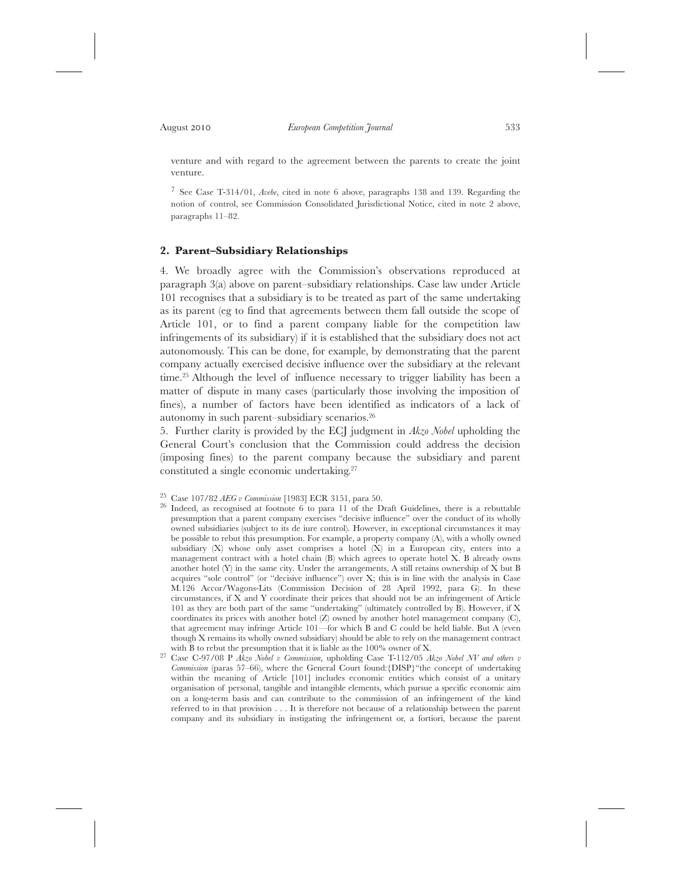venture and with regard to the agreement between the parents to create the joint venture.

[7] See Case T-314/01, *Avebe*, cited in note 6 above, paragraphs 138 and 139. Regarding the notion of control, see Commission Consolidated Jurisdictional Notice, cited in note 2 above, paragraphs 11–82.

## 2. Parent–Subsidiary Relationships

4. We broadly agree with the Commission's observations reproduced at paragraph 3(a) above on parent–subsidiary relationships. Case law under Article 101 recognises that a subsidiary is to be treated as part of the same undertaking as its parent (eg to find that agreements between them fall outside the scope of Article 101, or to find a parent company liable for the competition law infringements of its subsidiary) if it is established that the subsidiary does not act autonomously. This can be done, for example, by demonstrating that the parent company actually exercised decisive influence over the subsidiary at the relevant time.[25] Although the level of influence necessary to trigger liability has been a matter of dispute in many cases (particularly those involving the imposition of fines), a number of factors have been identified as indicators of a lack of autonomy in such parent–subsidiary scenarios.[26]

5. Further clarity is provided by the ECJ judgment in *Akzo Nobel* upholding the General Court's conclusion that the Commission could address the decision (imposing fines) to the parent company because the subsidiary and parent constituted a single economic undertaking.[27]

[25] Case 107/82 *AEG v Commission* [1983] ECR 3151, para 50.

[26] Indeed, as recognised at footnote 6 to para 11 of the Draft Guidelines, there is a rebuttable presumption that a parent company exercises "decisive influence" over the conduct of its wholly owned subsidiaries (subject to its de iure control). However, in exceptional circumstances it may be possible to rebut this presumption. For example, a property company (A), with a wholly owned subsidiary (X) whose only asset comprises a hotel (X) in a European city, enters into a management contract with a hotel chain (B) which agrees to operate hotel X. B already owns another hotel (Y) in the same city. Under the arrangements, A still retains ownership of X but B acquires "sole control" (or "decisive influence") over X; this is in line with the analysis in Case M.126 Accor/Wagons-Lits (Commission Decision of 28 April 1992, para G). In these circumstances, if X and Y coordinate their prices that should not be an infringement of Article 101 as they are both part of the same "undertaking" (ultimately controlled by B). However, if X coordinates its prices with another hotel (Z) owned by another hotel management company (C), that agreement may infringe Article 101—for which B and C could be held liable. But A (even though X remains its wholly owned subsidiary) should be able to rely on the management contract with B to rebut the presumption that it is liable as the 100% owner of X.

[27] Case C-97/08 P *Akzo Nobel v Commission*, upholding Case T-112/05 *Akzo Nobel NV and others v Commission* (paras 57–66), where the General Court found:{DISP}"the concept of undertaking within the meaning of Article [101] includes economic entities which consist of a unitary organisation of personal, tangible and intangible elements, which pursue a specific economic aim on a long-term basis and can contribute to the commission of an infringement of the kind referred to in that provision . . . It is therefore not because of a relationship between the parent company and its subsidiary in instigating the infringement or, a fortiori, because the parent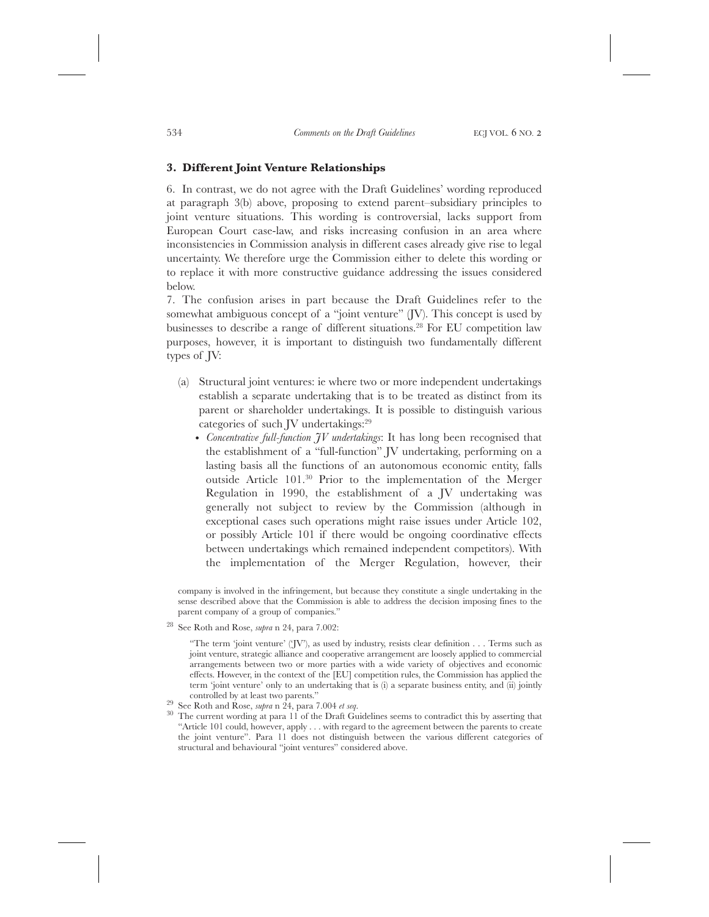### 3. Different Joint Venture Relationships

6. In contrast, we do not agree with the Draft Guidelines' wording reproduced at paragraph 3(b) above, proposing to extend parent–subsidiary principles to joint venture situations. This wording is controversial, lacks support from European Court case-law, and risks increasing confusion in an area where inconsistencies in Commission analysis in different cases already give rise to legal uncertainty. We therefore urge the Commission either to delete this wording or to replace it with more constructive guidance addressing the issues considered below.

7. The confusion arises in part because the Draft Guidelines refer to the somewhat ambiguous concept of a "joint venture" (JV). This concept is used by businesses to describe a range of different situations.[28] For EU competition law purposes, however, it is important to distinguish two fundamentally different types of JV:

(a) Structural joint ventures: ie where two or more independent undertakings establish a separate undertaking that is to be treated as distinct from its parent or shareholder undertakings. It is possible to distinguish various categories of such JV undertakings:[29]

- *Concentrative full-function JV undertakings*: It has long been recognised that the establishment of a "full-function" JV undertaking, performing on a lasting basis all the functions of an autonomous economic entity, falls outside Article 101.[30] Prior to the implementation of the Merger Regulation in 1990, the establishment of a JV undertaking was generally not subject to review by the Commission (although in exceptional cases such operations might raise issues under Article 102, or possibly Article 101 if there would be ongoing coordinative effects between undertakings which remained independent competitors). With the implementation of the Merger Regulation, however, their

company is involved in the infringement, but because they constitute a single undertaking in the sense described above that the Commission is able to address the decision imposing fines to the parent company of a group of companies."

[28] See Roth and Rose, *supra* n 24, para 7.002:

"The term 'joint venture' ('JV'), as used by industry, resists clear definition . . . Terms such as joint venture, strategic alliance and cooperative arrangement are loosely applied to commercial arrangements between two or more parties with a wide variety of objectives and economic effects. However, in the context of the [EU] competition rules, the Commission has applied the term 'joint venture' only to an undertaking that is (i) a separate business entity, and (ii) jointly controlled by at least two parents."

[29] See Roth and Rose, *supra* n 24, para 7.004 *et seq*.

[30] The current wording at para 11 of the Draft Guidelines seems to contradict this by asserting that "Article 101 could, however, apply . . . with regard to the agreement between the parents to create the joint venture". Para 11 does not distinguish between the various different categories of structural and behavioural "joint ventures" considered above.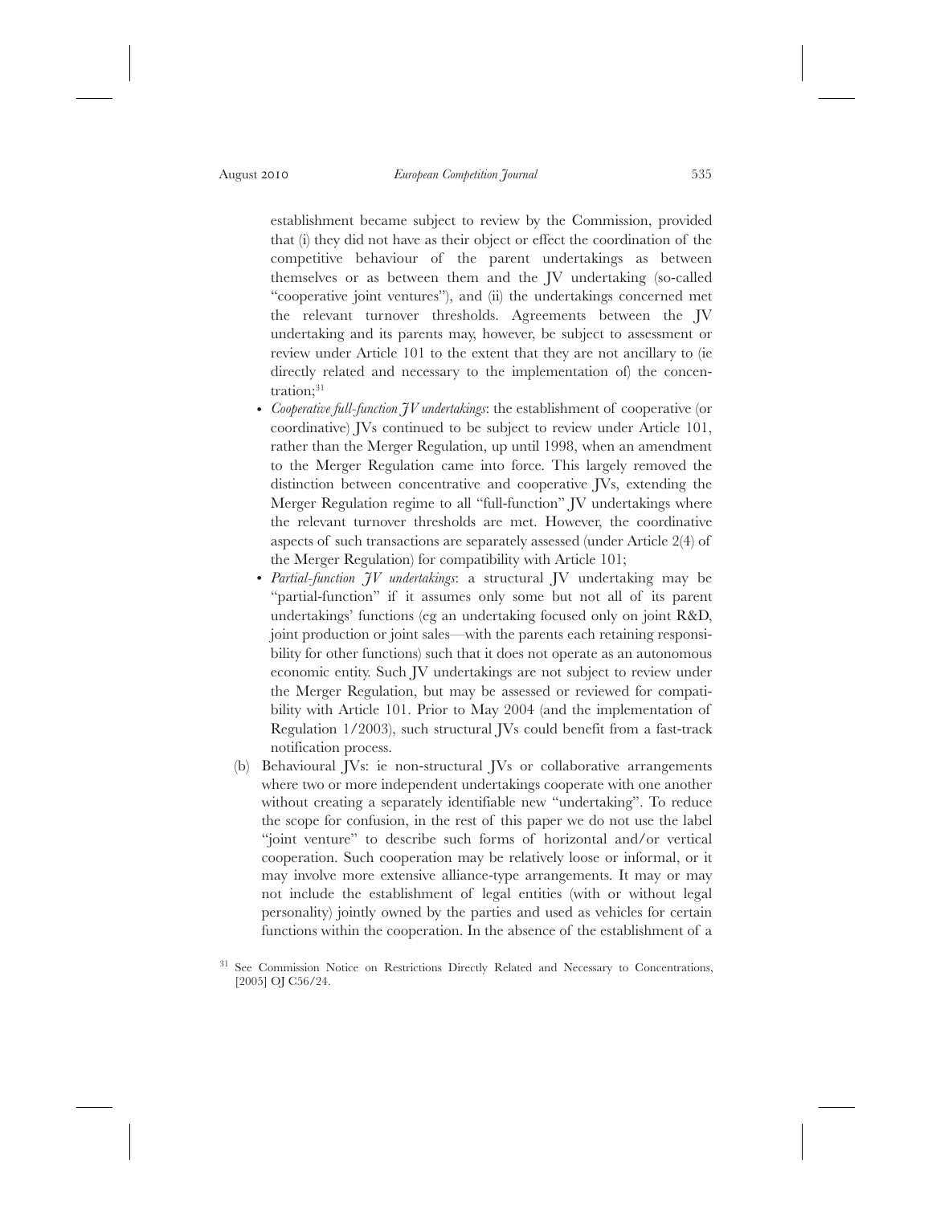establishment became subject to review by the Commission, provided that (i) they did not have as their object or effect the coordination of the competitive behaviour of the parent undertakings as between themselves or as between them and the JV undertaking (so-called "cooperative joint ventures"), and (ii) the undertakings concerned met the relevant turnover thresholds. Agreements between the JV undertaking and its parents may, however, be subject to assessment or review under Article 101 to the extent that they are not ancillary to (ie directly related and necessary to the implementation of) the concentration;[31]

- *Cooperative full-function JV undertakings*: the establishment of cooperative (or coordinative) JVs continued to be subject to review under Article 101, rather than the Merger Regulation, up until 1998, when an amendment to the Merger Regulation came into force. This largely removed the distinction between concentrative and cooperative JVs, extending the Merger Regulation regime to all "full-function" JV undertakings where the relevant turnover thresholds are met. However, the coordinative aspects of such transactions are separately assessed (under Article 2(4) of the Merger Regulation) for compatibility with Article 101;
- *Partial-function JV undertakings*: a structural JV undertaking may be "partial-function" if it assumes only some but not all of its parent undertakings' functions (eg an undertaking focused only on joint R&D, joint production or joint sales—with the parents each retaining responsibility for other functions) such that it does not operate as an autonomous economic entity. Such JV undertakings are not subject to review under the Merger Regulation, but may be assessed or reviewed for compatibility with Article 101. Prior to May 2004 (and the implementation of Regulation 1/2003), such structural JVs could benefit from a fast-track notification process.

(b) Behavioural JVs: ie non-structural JVs or collaborative arrangements where two or more independent undertakings cooperate with one another without creating a separately identifiable new "undertaking". To reduce the scope for confusion, in the rest of this paper we do not use the label "joint venture" to describe such forms of horizontal and/or vertical cooperation. Such cooperation may be relatively loose or informal, or it may involve more extensive alliance-type arrangements. It may or may not include the establishment of legal entities (with or without legal personality) jointly owned by the parties and used as vehicles for certain functions within the cooperation. In the absence of the establishment of a

[31] See Commission Notice on Restrictions Directly Related and Necessary to Concentrations, [2005] OJ C56/24.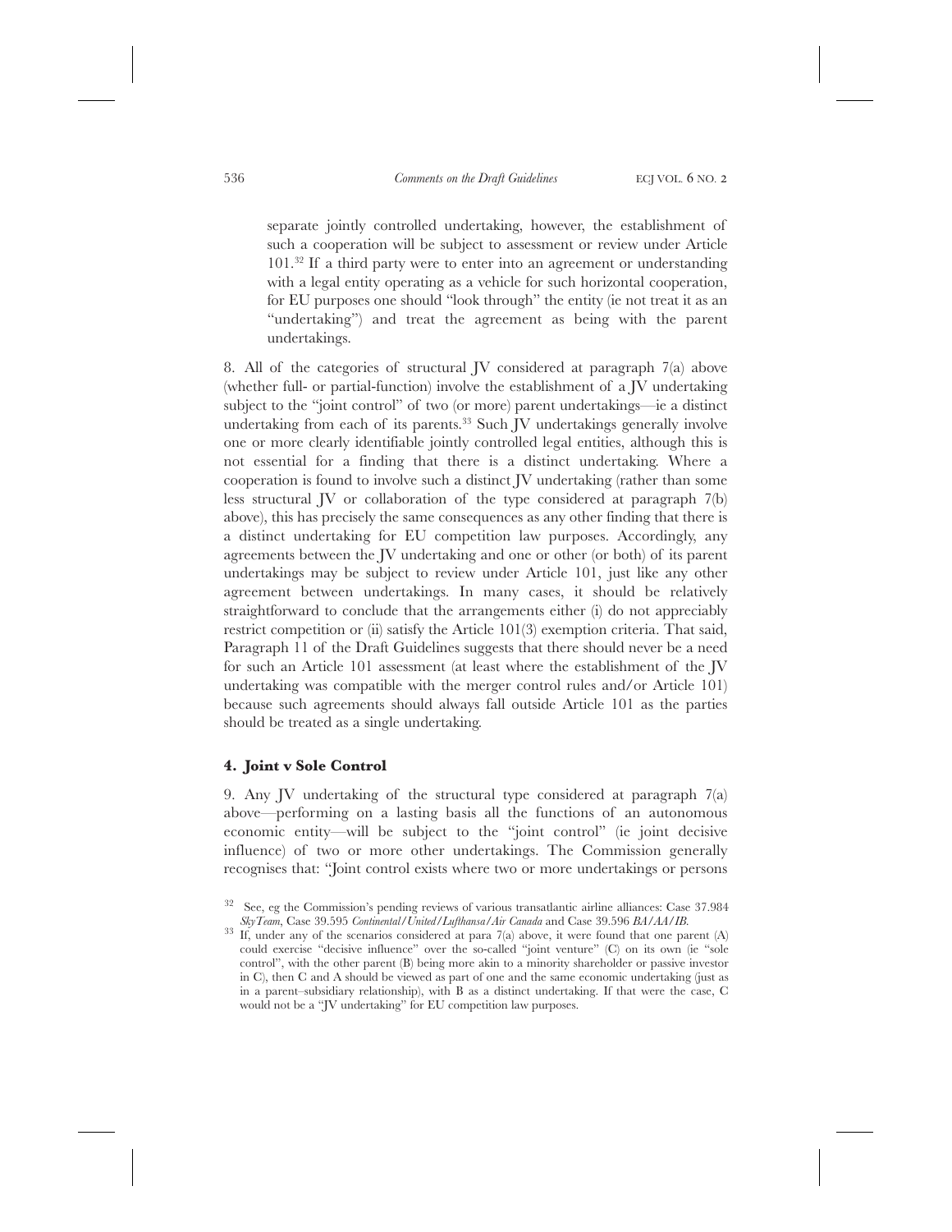separate jointly controlled undertaking, however, the establishment of such a cooperation will be subject to assessment or review under Article 101.[32] If a third party were to enter into an agreement or understanding with a legal entity operating as a vehicle for such horizontal cooperation, for EU purposes one should "look through" the entity (ie not treat it as an "undertaking") and treat the agreement as being with the parent undertakings.

8. All of the categories of structural JV considered at paragraph 7(a) above (whether full- or partial-function) involve the establishment of a JV undertaking subject to the "joint control" of two (or more) parent undertakings—ie a distinct undertaking from each of its parents.[33] Such JV undertakings generally involve one or more clearly identifiable jointly controlled legal entities, although this is not essential for a finding that there is a distinct undertaking. Where a cooperation is found to involve such a distinct JV undertaking (rather than some less structural JV or collaboration of the type considered at paragraph 7(b) above), this has precisely the same consequences as any other finding that there is a distinct undertaking for EU competition law purposes. Accordingly, any agreements between the JV undertaking and one or other (or both) of its parent undertakings may be subject to review under Article 101, just like any other agreement between undertakings. In many cases, it should be relatively straightforward to conclude that the arrangements either (i) do not appreciably restrict competition or (ii) satisfy the Article 101(3) exemption criteria. That said, Paragraph 11 of the Draft Guidelines suggests that there should never be a need for such an Article 101 assessment (at least where the establishment of the JV undertaking was compatible with the merger control rules and/or Article 101) because such agreements should always fall outside Article 101 as the parties should be treated as a single undertaking.

### 4. Joint v Sole Control

9. Any JV undertaking of the structural type considered at paragraph 7(a) above—performing on a lasting basis all the functions of an autonomous economic entity—will be subject to the "joint control" (ie joint decisive influence) of two or more other undertakings. The Commission generally recognises that: "Joint control exists where two or more undertakings or persons

---

[32] See, eg the Commission's pending reviews of various transatlantic airline alliances: Case 37.984 *SkyTeam*, Case 39.595 *Continental/United/Lufthansa/Air Canada* and Case 39.596 *BA/AA/IB*.

[33] If, under any of the scenarios considered at para 7(a) above, it were found that one parent (A) could exercise "decisive influence" over the so-called "joint venture" (C) on its own (ie "sole control", with the other parent (B) being more akin to a minority shareholder or passive investor in C), then C and A should be viewed as part of one and the same economic undertaking (just as in a parent–subsidiary relationship), with B as a distinct undertaking. If that were the case, C would not be a "JV undertaking" for EU competition law purposes.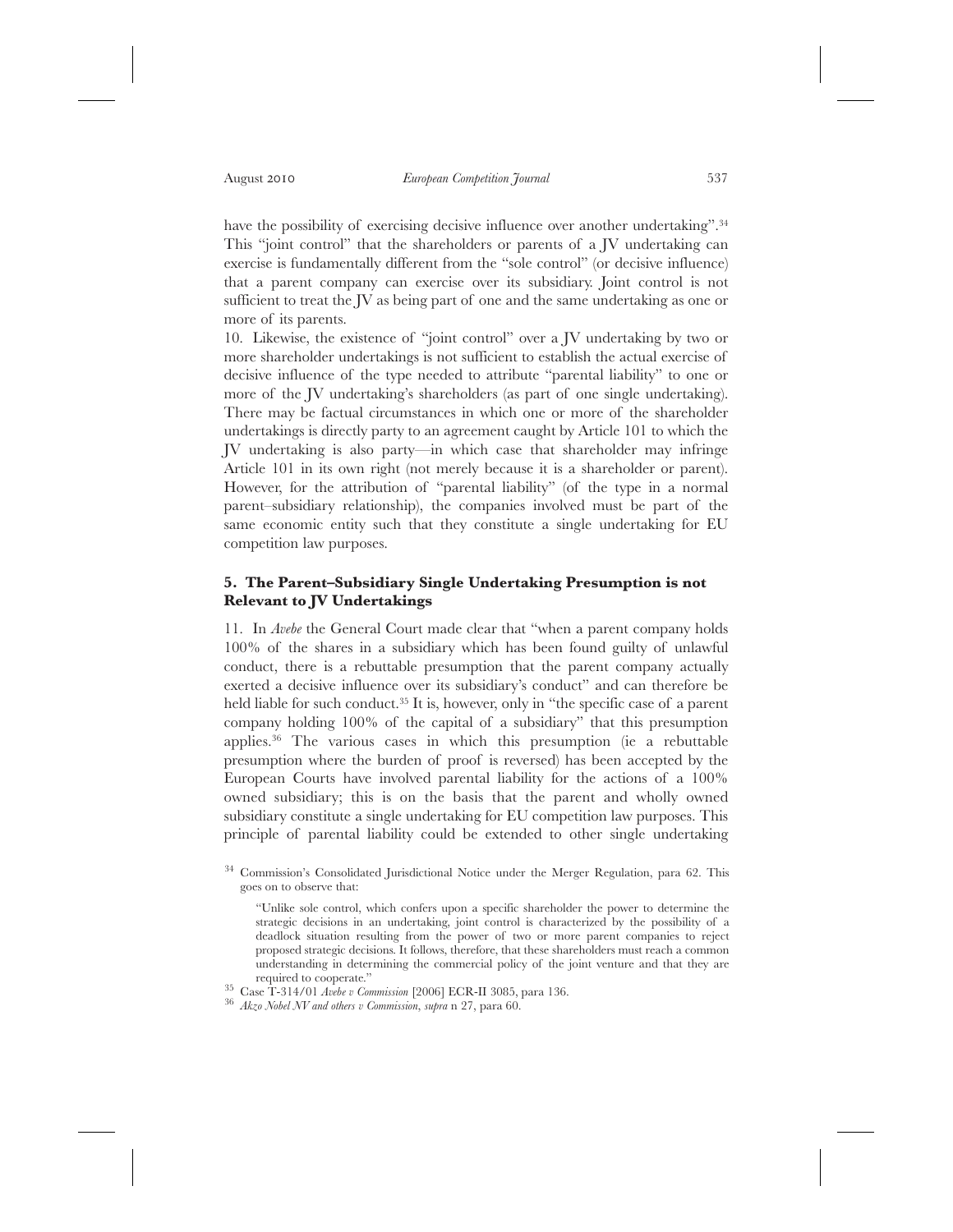have the possibility of exercising decisive influence over another undertaking".[34] This "joint control" that the shareholders or parents of a JV undertaking can exercise is fundamentally different from the "sole control" (or decisive influence) that a parent company can exercise over its subsidiary. Joint control is not sufficient to treat the JV as being part of one and the same undertaking as one or more of its parents.

10. Likewise, the existence of "joint control" over a JV undertaking by two or more shareholder undertakings is not sufficient to establish the actual exercise of decisive influence of the type needed to attribute "parental liability" to one or more of the JV undertaking's shareholders (as part of one single undertaking). There may be factual circumstances in which one or more of the shareholder undertakings is directly party to an agreement caught by Article 101 to which the JV undertaking is also party—in which case that shareholder may infringe Article 101 in its own right (not merely because it is a shareholder or parent). However, for the attribution of "parental liability" (of the type in a normal parent–subsidiary relationship), the companies involved must be part of the same economic entity such that they constitute a single undertaking for EU competition law purposes.

### 5. The Parent–Subsidiary Single Undertaking Presumption is not Relevant to JV Undertakings

11. In *Avebe* the General Court made clear that "when a parent company holds 100% of the shares in a subsidiary which has been found guilty of unlawful conduct, there is a rebuttable presumption that the parent company actually exerted a decisive influence over its subsidiary's conduct" and can therefore be held liable for such conduct.[35] It is, however, only in "the specific case of a parent company holding 100% of the capital of a subsidiary" that this presumption applies.[36] The various cases in which this presumption (ie a rebuttable presumption where the burden of proof is reversed) has been accepted by the European Courts have involved parental liability for the actions of a 100% owned subsidiary; this is on the basis that the parent and wholly owned subsidiary constitute a single undertaking for EU competition law purposes. This principle of parental liability could be extended to other single undertaking

---

[34] Commission's Consolidated Jurisdictional Notice under the Merger Regulation, para 62. This goes on to observe that:

> "Unlike sole control, which confers upon a specific shareholder the power to determine the strategic decisions in an undertaking, joint control is characterized by the possibility of a deadlock situation resulting from the power of two or more parent companies to reject proposed strategic decisions. It follows, therefore, that these shareholders must reach a common understanding in determining the commercial policy of the joint venture and that they are required to cooperate."

[35] Case T-314/01 *Avebe v Commission* [2006] ECR-II 3085, para 136.

[36] *Akzo Nobel NV and others v Commission*, *supra* n 27, para 60.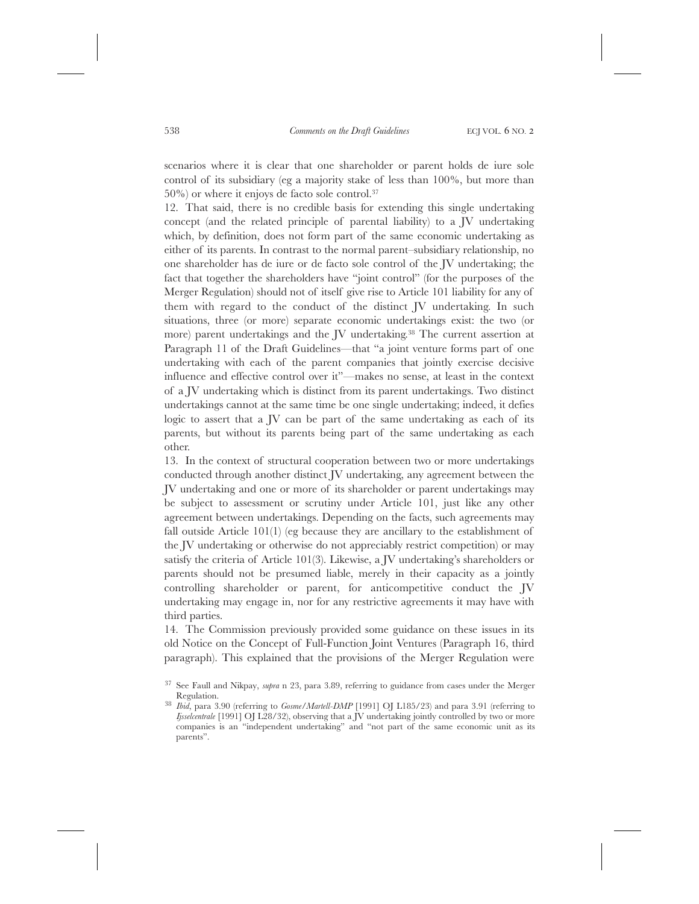scenarios where it is clear that one shareholder or parent holds de iure sole control of its subsidiary (eg a majority stake of less than 100%, but more than 50%) or where it enjoys de facto sole control.[37]

12. That said, there is no credible basis for extending this single undertaking concept (and the related principle of parental liability) to a JV undertaking which, by definition, does not form part of the same economic undertaking as either of its parents. In contrast to the normal parent–subsidiary relationship, no one shareholder has de iure or de facto sole control of the JV undertaking; the fact that together the shareholders have "joint control" (for the purposes of the Merger Regulation) should not of itself give rise to Article 101 liability for any of them with regard to the conduct of the distinct JV undertaking. In such situations, three (or more) separate economic undertakings exist: the two (or more) parent undertakings and the JV undertaking.[38] The current assertion at Paragraph 11 of the Draft Guidelines—that "a joint venture forms part of one undertaking with each of the parent companies that jointly exercise decisive influence and effective control over it"—makes no sense, at least in the context of a JV undertaking which is distinct from its parent undertakings. Two distinct undertakings cannot at the same time be one single undertaking; indeed, it defies logic to assert that a JV can be part of the same undertaking as each of its parents, but without its parents being part of the same undertaking as each other.

13. In the context of structural cooperation between two or more undertakings conducted through another distinct JV undertaking, any agreement between the JV undertaking and one or more of its shareholder or parent undertakings may be subject to assessment or scrutiny under Article 101, just like any other agreement between undertakings. Depending on the facts, such agreements may fall outside Article 101(1) (eg because they are ancillary to the establishment of the JV undertaking or otherwise do not appreciably restrict competition) or may satisfy the criteria of Article 101(3). Likewise, a JV undertaking's shareholders or parents should not be presumed liable, merely in their capacity as a jointly controlling shareholder or parent, for anticompetitive conduct the JV undertaking may engage in, nor for any restrictive agreements it may have with third parties.

14. The Commission previously provided some guidance on these issues in its old Notice on the Concept of Full-Function Joint Ventures (Paragraph 16, third paragraph). This explained that the provisions of the Merger Regulation were

---

[37] See Faull and Nikpay, *supra* n 23, para 3.89, referring to guidance from cases under the Merger Regulation.

[38] *Ibid*, para 3.90 (referring to *Gosme/Martell-DMP* [1991] OJ L185/23) and para 3.91 (referring to *Ijsselcentrale* [1991] OJ L28/32), observing that a JV undertaking jointly controlled by two or more companies is an "independent undertaking" and "not part of the same economic unit as its parents".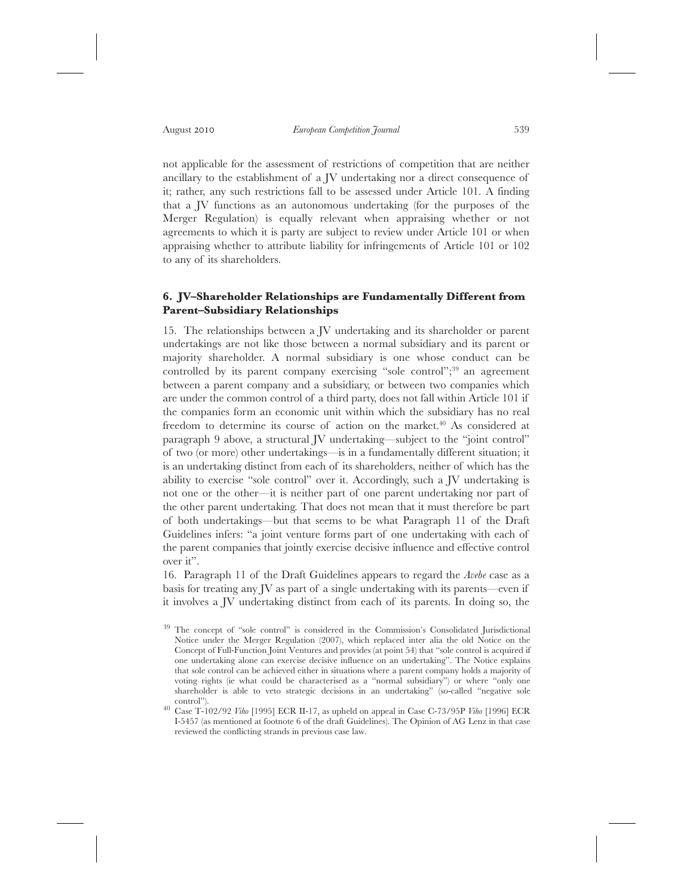not applicable for the assessment of restrictions of competition that are neither ancillary to the establishment of a JV undertaking nor a direct consequence of it; rather, any such restrictions fall to be assessed under Article 101. A finding that a JV functions as an autonomous undertaking (for the purposes of the Merger Regulation) is equally relevant when appraising whether or not agreements to which it is party are subject to review under Article 101 or when appraising whether to attribute liability for infringements of Article 101 or 102 to any of its shareholders.

### 6. JV–Shareholder Relationships are Fundamentally Different from Parent–Subsidiary Relationships

15. The relationships between a JV undertaking and its shareholder or parent undertakings are not like those between a normal subsidiary and its parent or majority shareholder. A normal subsidiary is one whose conduct can be controlled by its parent company exercising "sole control";[39] an agreement between a parent company and a subsidiary, or between two companies which are under the common control of a third party, does not fall within Article 101 if the companies form an economic unit within which the subsidiary has no real freedom to determine its course of action on the market.[40] As considered at paragraph 9 above, a structural JV undertaking—subject to the "joint control" of two (or more) other undertakings—is in a fundamentally different situation; it is an undertaking distinct from each of its shareholders, neither of which has the ability to exercise "sole control" over it. Accordingly, such a JV undertaking is not one or the other—it is neither part of one parent undertaking nor part of the other parent undertaking. That does not mean that it must therefore be part of both undertakings—but that seems to be what Paragraph 11 of the Draft Guidelines infers: "a joint venture forms part of one undertaking with each of the parent companies that jointly exercise decisive influence and effective control over it".

16. Paragraph 11 of the Draft Guidelines appears to regard the *Avebe* case as a basis for treating any JV as part of a single undertaking with its parents—even if it involves a JV undertaking distinct from each of its parents. In doing so, the

---

[39] The concept of "sole control" is considered in the Commission's Consolidated Jurisdictional Notice under the Merger Regulation (2007), which replaced inter alia the old Notice on the Concept of Full-Function Joint Ventures and provides (at point 54) that "sole control is acquired if one undertaking alone can exercise decisive influence on an undertaking". The Notice explains that sole control can be achieved either in situations where a parent company holds a majority of voting rights (ie what could be characterised as a "normal subsidiary") or where "only one shareholder is able to veto strategic decisions in an undertaking" (so-called "negative sole control").

[40] Case T-102/92 *Viho* [1995] ECR II-17, as upheld on appeal in Case C-73/95P *Viho* [1996] ECR I-5457 (as mentioned at footnote 6 of the draft Guidelines). The Opinion of AG Lenz in that case reviewed the conflicting strands in previous case law.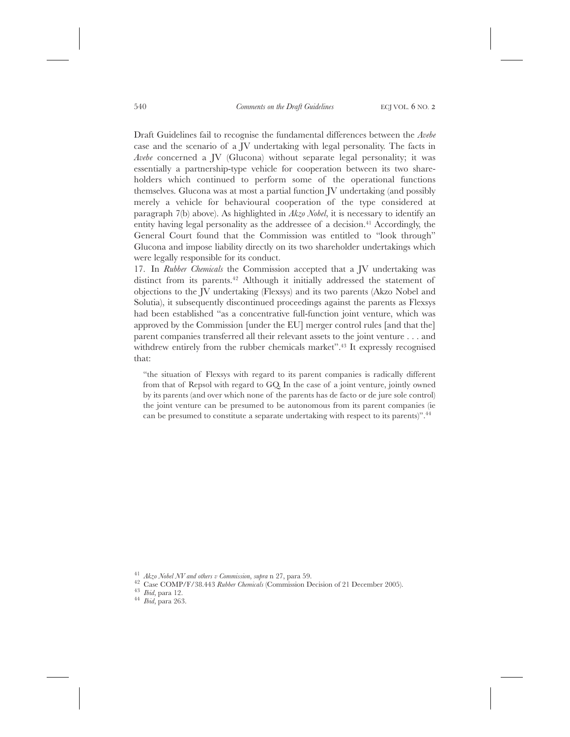Draft Guidelines fail to recognise the fundamental differences between the *Avebe* case and the scenario of a JV undertaking with legal personality. The facts in *Avebe* concerned a JV (Glucona) without separate legal personality; it was essentially a partnership-type vehicle for cooperation between its two shareholders which continued to perform some of the operational functions themselves. Glucona was at most a partial function JV undertaking (and possibly merely a vehicle for behavioural cooperation of the type considered at paragraph 7(b) above). As highlighted in *Akzo Nobel*, it is necessary to identify an entity having legal personality as the addressee of a decision.[41] Accordingly, the General Court found that the Commission was entitled to "look through" Glucona and impose liability directly on its two shareholder undertakings which were legally responsible for its conduct.

17. In *Rubber Chemicals* the Commission accepted that a JV undertaking was distinct from its parents.[42] Although it initially addressed the statement of objections to the JV undertaking (Flexsys) and its two parents (Akzo Nobel and Solutia), it subsequently discontinued proceedings against the parents as Flexsys had been established "as a concentrative full-function joint venture, which was approved by the Commission [under the EU] merger control rules [and that the] parent companies transferred all their relevant assets to the joint venture . . . and withdrew entirely from the rubber chemicals market".[43] It expressly recognised that:

> "the situation of Flexsys with regard to its parent companies is radically different from that of Repsol with regard to GQ. In the case of a joint venture, jointly owned by its parents (and over which none of the parents has de facto or de jure sole control) the joint venture can be presumed to be autonomous from its parent companies (ie can be presumed to constitute a separate undertaking with respect to its parents)".[44]

---

[41] *Akzo Nobel NV and others v Commission*, *supra* n 27, para 59.

[42] Case COMP/F/38.443 *Rubber Chemicals* (Commission Decision of 21 December 2005).

[43] *Ibid*, para 12.

[44] *Ibid*, para 263.